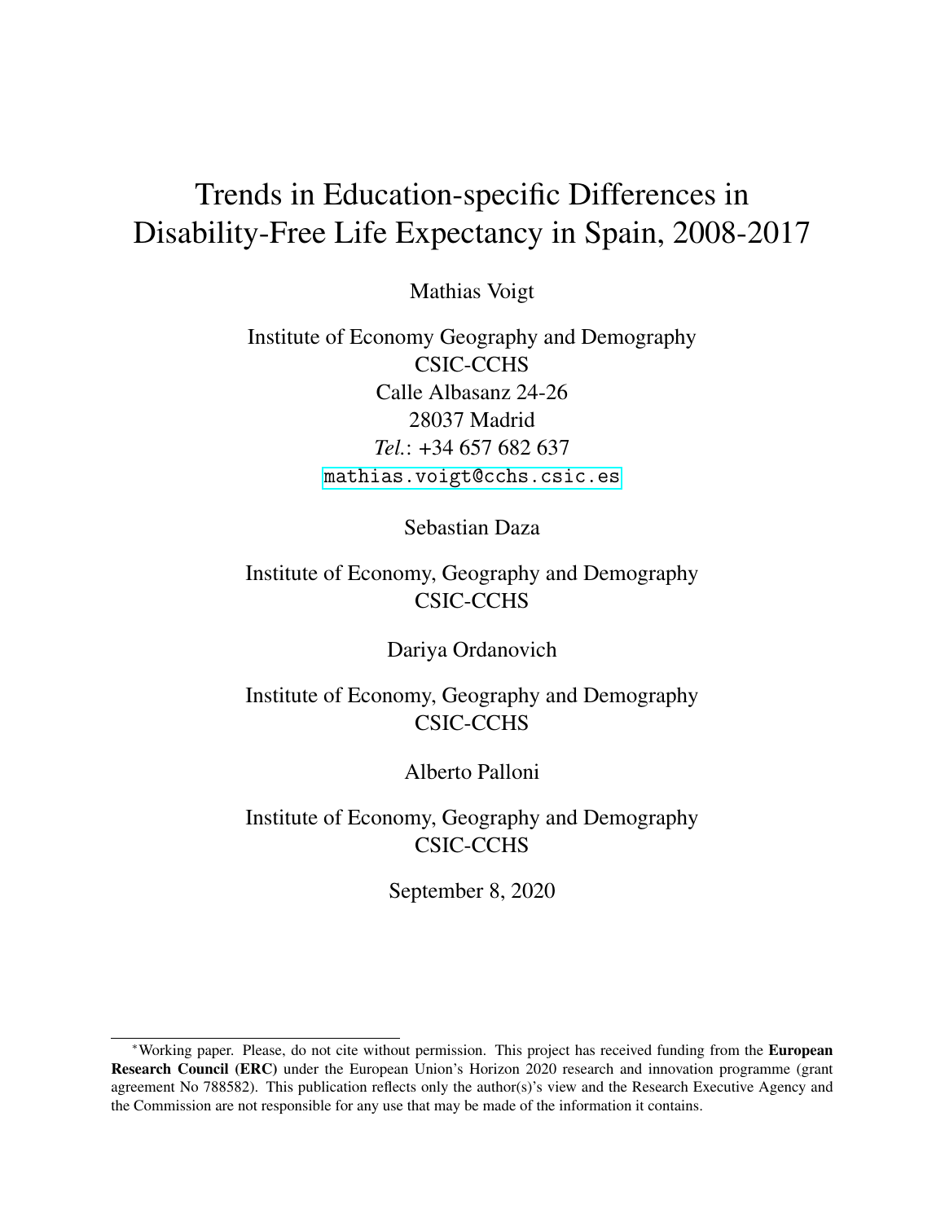# Trends in Education-specific Differences in Disability-Free Life Expectancy in Spain, 2008-2017

Mathias Voigt

Institute of Economy Geography and Demography
CSIC-CCHS
Calle Albasanz 24-26
28037 Madrid
*Tel.*: +34 657 682 637
mathias.voigt@cchs.csic.es

Sebastian Daza

Institute of Economy, Geography and Demography
CSIC-CCHS

Dariya Ordanovich

Institute of Economy, Geography and Demography
CSIC-CCHS

Alberto Palloni

Institute of Economy, Geography and Demography
CSIC-CCHS

September 8, 2020

---

*Working paper. Please, do not cite without permission. This project has received funding from the **European Research Council (ERC)** under the European Union's Horizon 2020 research and innovation programme (grant agreement No 788582). This publication reflects only the author(s)'s view and the Research Executive Agency and the Commission are not responsible for any use that may be made of the information it contains.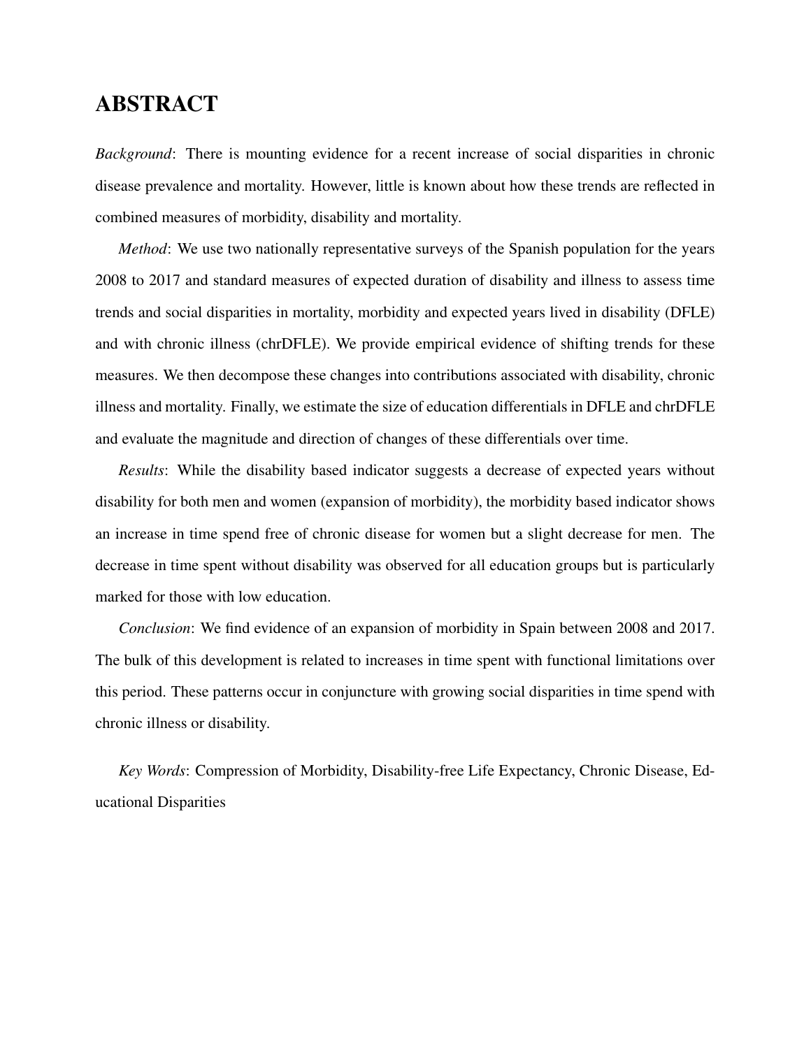# ABSTRACT

*Background*: There is mounting evidence for a recent increase of social disparities in chronic disease prevalence and mortality. However, little is known about how these trends are reflected in combined measures of morbidity, disability and mortality.

*Method*: We use two nationally representative surveys of the Spanish population for the years 2008 to 2017 and standard measures of expected duration of disability and illness to assess time trends and social disparities in mortality, morbidity and expected years lived in disability (DFLE) and with chronic illness (chrDFLE). We provide empirical evidence of shifting trends for these measures. We then decompose these changes into contributions associated with disability, chronic illness and mortality. Finally, we estimate the size of education differentials in DFLE and chrDFLE and evaluate the magnitude and direction of changes of these differentials over time.

*Results*: While the disability based indicator suggests a decrease of expected years without disability for both men and women (expansion of morbidity), the morbidity based indicator shows an increase in time spend free of chronic disease for women but a slight decrease for men. The decrease in time spent without disability was observed for all education groups but is particularly marked for those with low education.

*Conclusion*: We find evidence of an expansion of morbidity in Spain between 2008 and 2017. The bulk of this development is related to increases in time spent with functional limitations over this period. These patterns occur in conjuncture with growing social disparities in time spend with chronic illness or disability.

*Key Words*: Compression of Morbidity, Disability-free Life Expectancy, Chronic Disease, Educational Disparities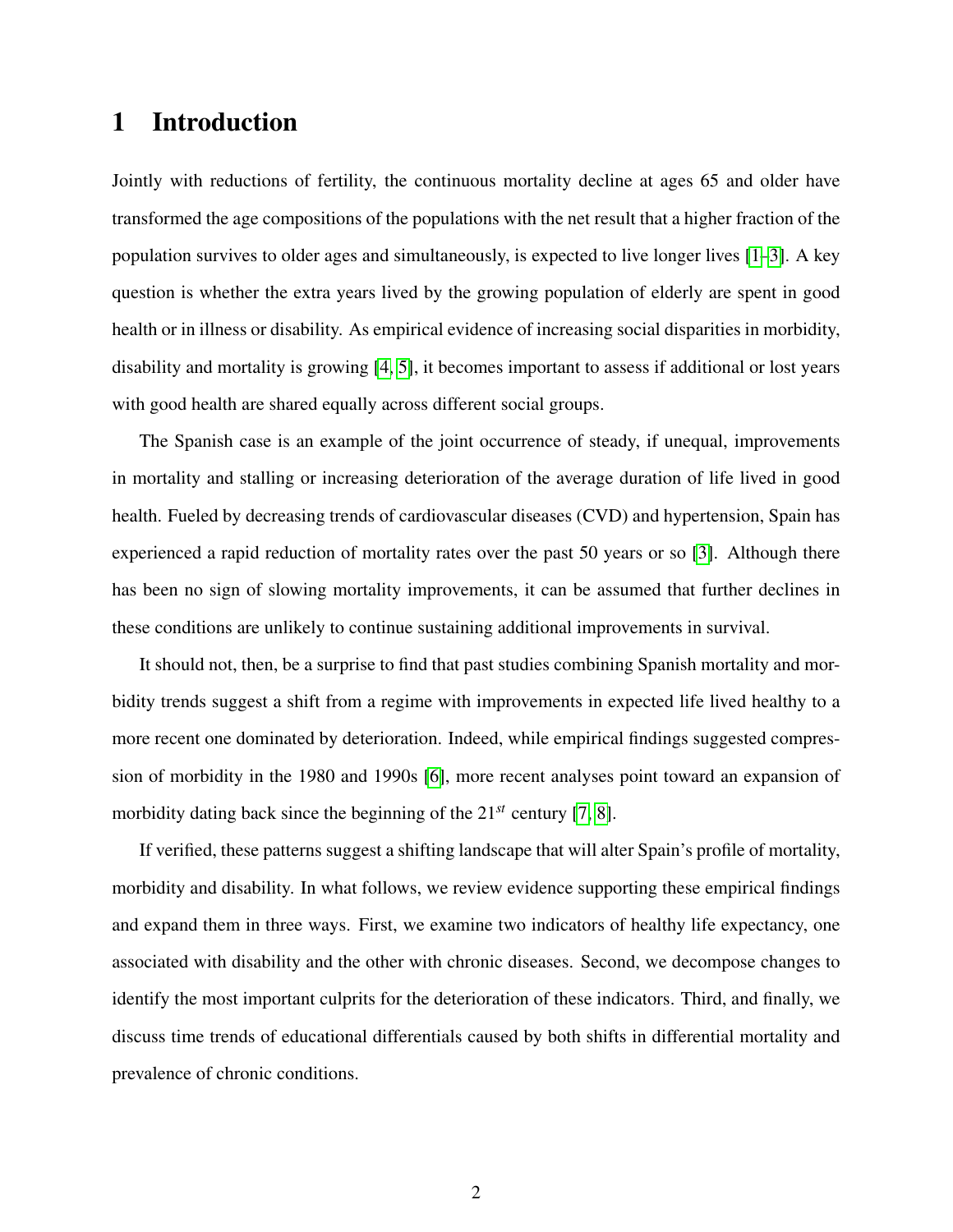# 1 Introduction

Jointly with reductions of fertility, the continuous mortality decline at ages 65 and older have transformed the age compositions of the populations with the net result that a higher fraction of the population survives to older ages and simultaneously, is expected to live longer lives [1–3]. A key question is whether the extra years lived by the growing population of elderly are spent in good health or in illness or disability. As empirical evidence of increasing social disparities in morbidity, disability and mortality is growing [4, 5], it becomes important to assess if additional or lost years with good health are shared equally across different social groups.

The Spanish case is an example of the joint occurrence of steady, if unequal, improvements in mortality and stalling or increasing deterioration of the average duration of life lived in good health. Fueled by decreasing trends of cardiovascular diseases (CVD) and hypertension, Spain has experienced a rapid reduction of mortality rates over the past 50 years or so [3]. Although there has been no sign of slowing mortality improvements, it can be assumed that further declines in these conditions are unlikely to continue sustaining additional improvements in survival.

It should not, then, be a surprise to find that past studies combining Spanish mortality and morbidity trends suggest a shift from a regime with improvements in expected life lived healthy to a more recent one dominated by deterioration. Indeed, while empirical findings suggested compression of morbidity in the 1980 and 1990s [6], more recent analyses point toward an expansion of morbidity dating back since the beginning of the $21^{st}$ century [7, 8].

If verified, these patterns suggest a shifting landscape that will alter Spain's profile of mortality, morbidity and disability. In what follows, we review evidence supporting these empirical findings and expand them in three ways. First, we examine two indicators of healthy life expectancy, one associated with disability and the other with chronic diseases. Second, we decompose changes to identify the most important culprits for the deterioration of these indicators. Third, and finally, we discuss time trends of educational differentials caused by both shifts in differential mortality and prevalence of chronic conditions.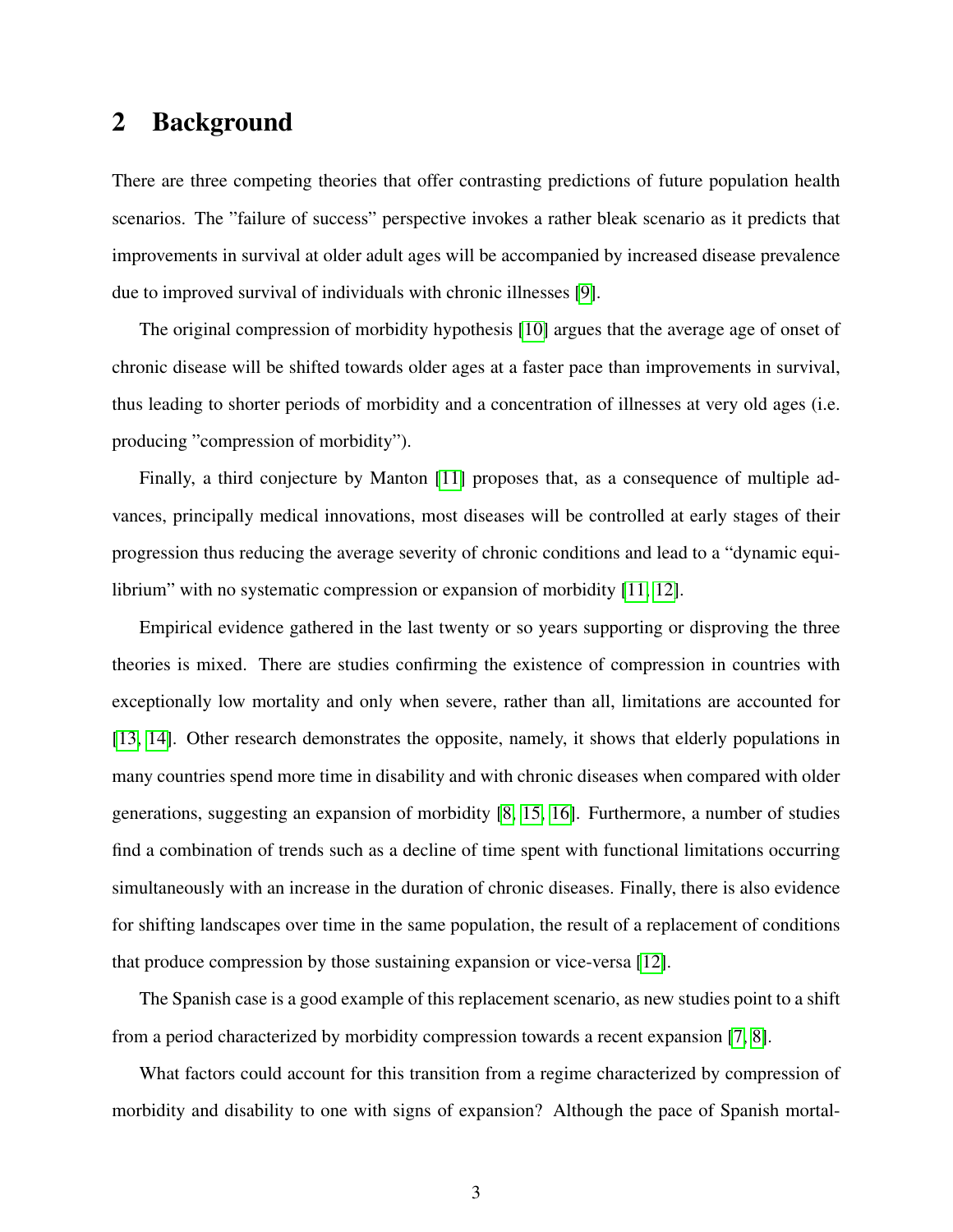## 2 Background

There are three competing theories that offer contrasting predictions of future population health scenarios. The "failure of success" perspective invokes a rather bleak scenario as it predicts that improvements in survival at older adult ages will be accompanied by increased disease prevalence due to improved survival of individuals with chronic illnesses [9].

The original compression of morbidity hypothesis [10] argues that the average age of onset of chronic disease will be shifted towards older ages at a faster pace than improvements in survival, thus leading to shorter periods of morbidity and a concentration of illnesses at very old ages (i.e. producing "compression of morbidity").

Finally, a third conjecture by Manton [11] proposes that, as a consequence of multiple advances, principally medical innovations, most diseases will be controlled at early stages of their progression thus reducing the average severity of chronic conditions and lead to a "dynamic equilibrium" with no systematic compression or expansion of morbidity [11, 12].

Empirical evidence gathered in the last twenty or so years supporting or disproving the three theories is mixed. There are studies confirming the existence of compression in countries with exceptionally low mortality and only when severe, rather than all, limitations are accounted for [13, 14]. Other research demonstrates the opposite, namely, it shows that elderly populations in many countries spend more time in disability and with chronic diseases when compared with older generations, suggesting an expansion of morbidity [8, 15, 16]. Furthermore, a number of studies find a combination of trends such as a decline of time spent with functional limitations occurring simultaneously with an increase in the duration of chronic diseases. Finally, there is also evidence for shifting landscapes over time in the same population, the result of a replacement of conditions that produce compression by those sustaining expansion or vice-versa [12].

The Spanish case is a good example of this replacement scenario, as new studies point to a shift from a period characterized by morbidity compression towards a recent expansion [7, 8].

What factors could account for this transition from a regime characterized by compression of morbidity and disability to one with signs of expansion? Although the pace of Spanish mortal-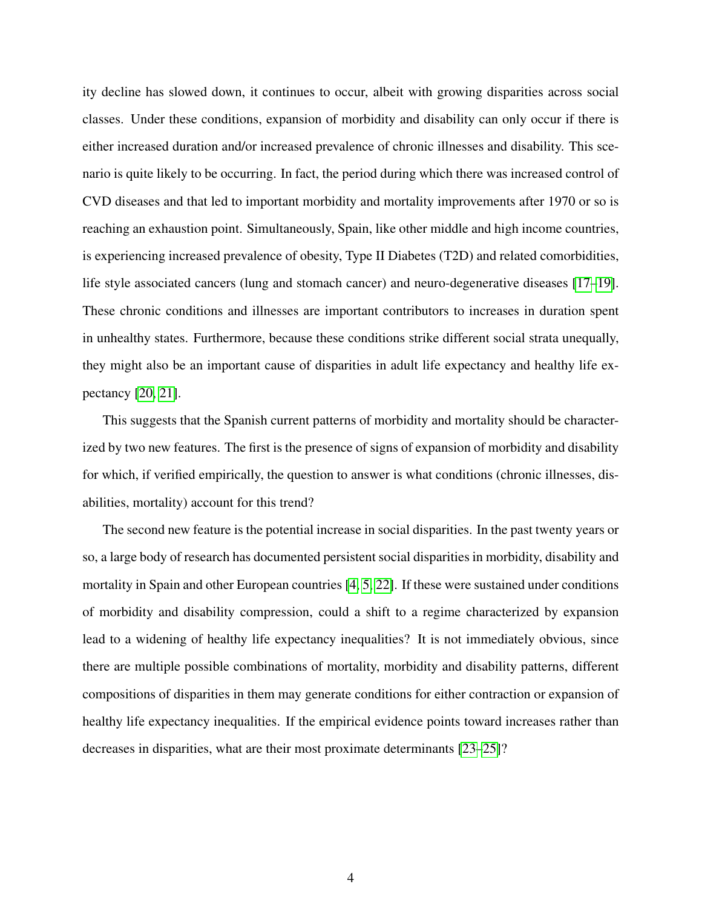ity decline has slowed down, it continues to occur, albeit with growing disparities across social classes. Under these conditions, expansion of morbidity and disability can only occur if there is either increased duration and/or increased prevalence of chronic illnesses and disability. This scenario is quite likely to be occurring. In fact, the period during which there was increased control of CVD diseases and that led to important morbidity and mortality improvements after 1970 or so is reaching an exhaustion point. Simultaneously, Spain, like other middle and high income countries, is experiencing increased prevalence of obesity, Type II Diabetes (T2D) and related comorbidities, life style associated cancers (lung and stomach cancer) and neuro-degenerative diseases [17–19]. These chronic conditions and illnesses are important contributors to increases in duration spent in unhealthy states. Furthermore, because these conditions strike different social strata unequally, they might also be an important cause of disparities in adult life expectancy and healthy life expectancy [20, 21].

This suggests that the Spanish current patterns of morbidity and mortality should be characterized by two new features. The first is the presence of signs of expansion of morbidity and disability for which, if verified empirically, the question to answer is what conditions (chronic illnesses, disabilities, mortality) account for this trend?

The second new feature is the potential increase in social disparities. In the past twenty years or so, a large body of research has documented persistent social disparities in morbidity, disability and mortality in Spain and other European countries [4, 5, 22]. If these were sustained under conditions of morbidity and disability compression, could a shift to a regime characterized by expansion lead to a widening of healthy life expectancy inequalities? It is not immediately obvious, since there are multiple possible combinations of mortality, morbidity and disability patterns, different compositions of disparities in them may generate conditions for either contraction or expansion of healthy life expectancy inequalities. If the empirical evidence points toward increases rather than decreases in disparities, what are their most proximate determinants [23–25]?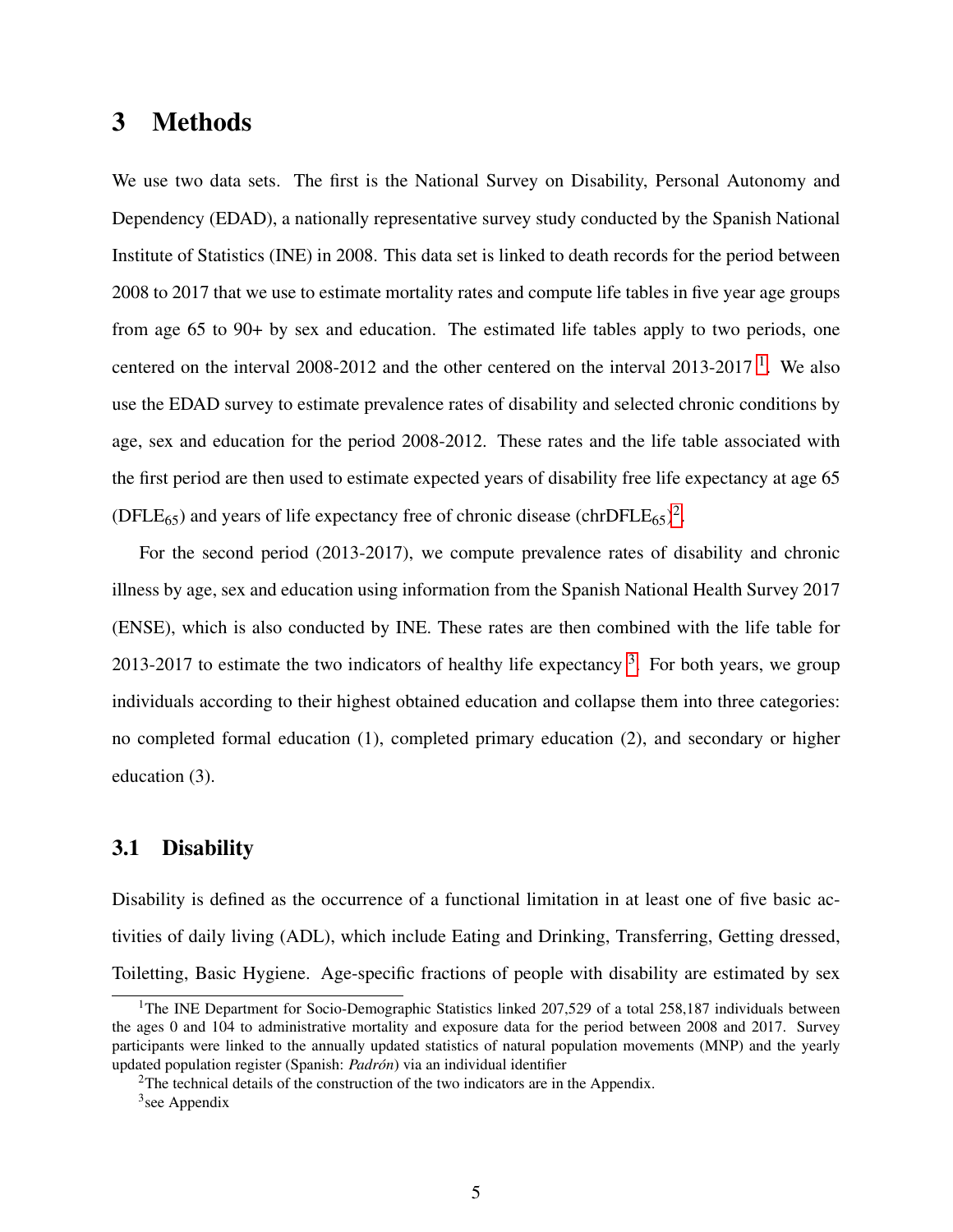# 3 Methods

We use two data sets. The first is the National Survey on Disability, Personal Autonomy and Dependency (EDAD), a nationally representative survey study conducted by the Spanish National Institute of Statistics (INE) in 2008. This data set is linked to death records for the period between 2008 to 2017 that we use to estimate mortality rates and compute life tables in five year age groups from age 65 to 90+ by sex and education. The estimated life tables apply to two periods, one centered on the interval 2008-2012 and the other centered on the interval 2013-2017 [1]. We also use the EDAD survey to estimate prevalence rates of disability and selected chronic conditions by age, sex and education for the period 2008-2012. These rates and the life table associated with the first period are then used to estimate expected years of disability free life expectancy at age 65 ($DFLE_{65}$) and years of life expectancy free of chronic disease ($chrDFLE_{65}$)[2].

For the second period (2013-2017), we compute prevalence rates of disability and chronic illness by age, sex and education using information from the Spanish National Health Survey 2017 (ENSE), which is also conducted by INE. These rates are then combined with the life table for 2013-2017 to estimate the two indicators of healthy life expectancy [3]. For both years, we group individuals according to their highest obtained education and collapse them into three categories: no completed formal education (1), completed primary education (2), and secondary or higher education (3).

## 3.1 Disability

Disability is defined as the occurrence of a functional limitation in at least one of five basic activities of daily living (ADL), which include Eating and Drinking, Transferring, Getting dressed, Toiletting, Basic Hygiene. Age-specific fractions of people with disability are estimated by sex

---

[1] The INE Department for Socio-Demographic Statistics linked 207,529 of a total 258,187 individuals between the ages 0 and 104 to administrative mortality and exposure data for the period between 2008 and 2017. Survey participants were linked to the annually updated statistics of natural population movements (MNP) and the yearly updated population register (Spanish: *Padrón*) via an individual identifier

[2] The technical details of the construction of the two indicators are in the Appendix.

[3] see Appendix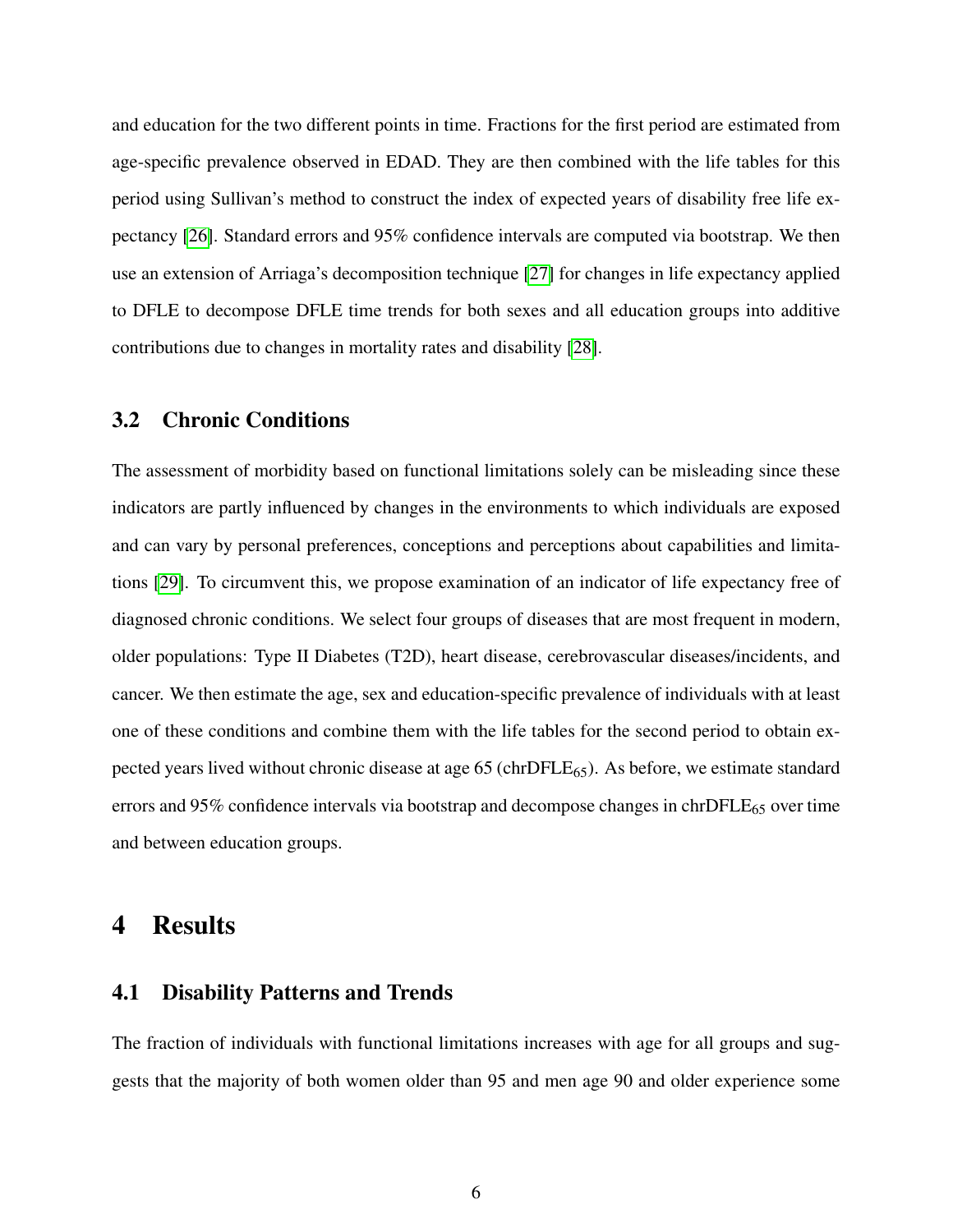and education for the two different points in time. Fractions for the first period are estimated from age-specific prevalence observed in EDAD. They are then combined with the life tables for this period using Sullivan's method to construct the index of expected years of disability free life expectancy [26]. Standard errors and 95% confidence intervals are computed via bootstrap. We then use an extension of Arriaga's decomposition technique [27] for changes in life expectancy applied to DFLE to decompose DFLE time trends for both sexes and all education groups into additive contributions due to changes in mortality rates and disability [28].

### 3.2 Chronic Conditions

The assessment of morbidity based on functional limitations solely can be misleading since these indicators are partly influenced by changes in the environments to which individuals are exposed and can vary by personal preferences, conceptions and perceptions about capabilities and limitations [29]. To circumvent this, we propose examination of an indicator of life expectancy free of diagnosed chronic conditions. We select four groups of diseases that are most frequent in modern, older populations: Type II Diabetes (T2D), heart disease, cerebrovascular diseases/incidents, and cancer. We then estimate the age, sex and education-specific prevalence of individuals with at least one of these conditions and combine them with the life tables for the second period to obtain expected years lived without chronic disease at age 65 ($chrDFLE_{65}$). As before, we estimate standard errors and 95% confidence intervals via bootstrap and decompose changes in $chrDFLE_{65}$ over time and between education groups.

## 4 Results

### 4.1 Disability Patterns and Trends

The fraction of individuals with functional limitations increases with age for all groups and suggests that the majority of both women older than 95 and men age 90 and older experience some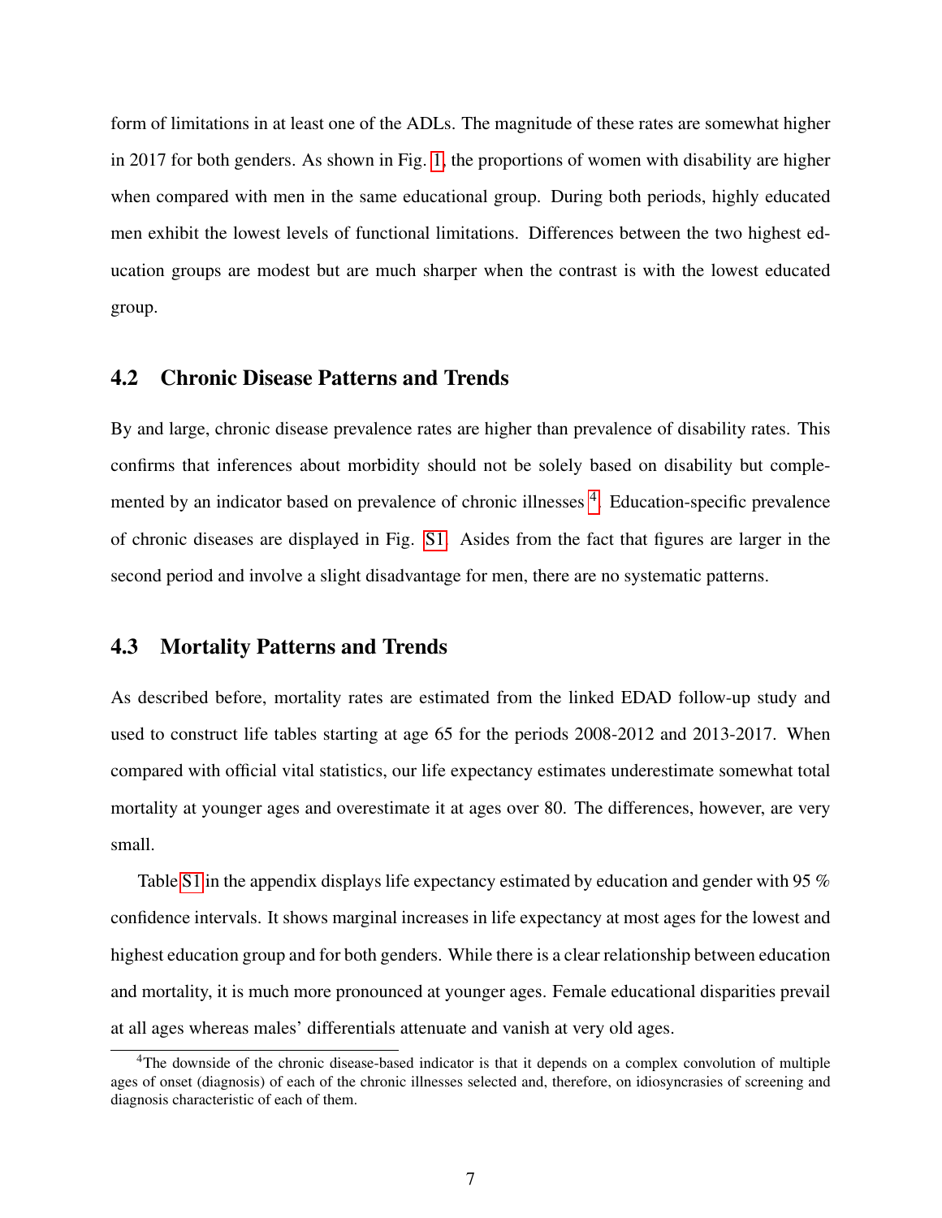form of limitations in at least one of the ADLs. The magnitude of these rates are somewhat higher in 2017 for both genders. As shown in Fig. 1, the proportions of women with disability are higher when compared with men in the same educational group. During both periods, highly educated men exhibit the lowest levels of functional limitations. Differences between the two highest education groups are modest but are much sharper when the contrast is with the lowest educated group.

### 4.2 Chronic Disease Patterns and Trends

By and large, chronic disease prevalence rates are higher than prevalence of disability rates. This confirms that inferences about morbidity should not be solely based on disability but complemented by an indicator based on prevalence of chronic illnesses [4]. Education-specific prevalence of chronic diseases are displayed in Fig. S1. Asides from the fact that figures are larger in the second period and involve a slight disadvantage for men, there are no systematic patterns.

### 4.3 Mortality Patterns and Trends

As described before, mortality rates are estimated from the linked EDAD follow-up study and used to construct life tables starting at age 65 for the periods 2008-2012 and 2013-2017. When compared with official vital statistics, our life expectancy estimates underestimate somewhat total mortality at younger ages and overestimate it at ages over 80. The differences, however, are very small.

Table S1 in the appendix displays life expectancy estimated by education and gender with 95 % confidence intervals. It shows marginal increases in life expectancy at most ages for the lowest and highest education group and for both genders. While there is a clear relationship between education and mortality, it is much more pronounced at younger ages. Female educational disparities prevail at all ages whereas males' differentials attenuate and vanish at very old ages.

[4]The downside of the chronic disease-based indicator is that it depends on a complex convolution of multiple ages of onset (diagnosis) of each of the chronic illnesses selected and, therefore, on idiosyncrasies of screening and diagnosis characteristic of each of them.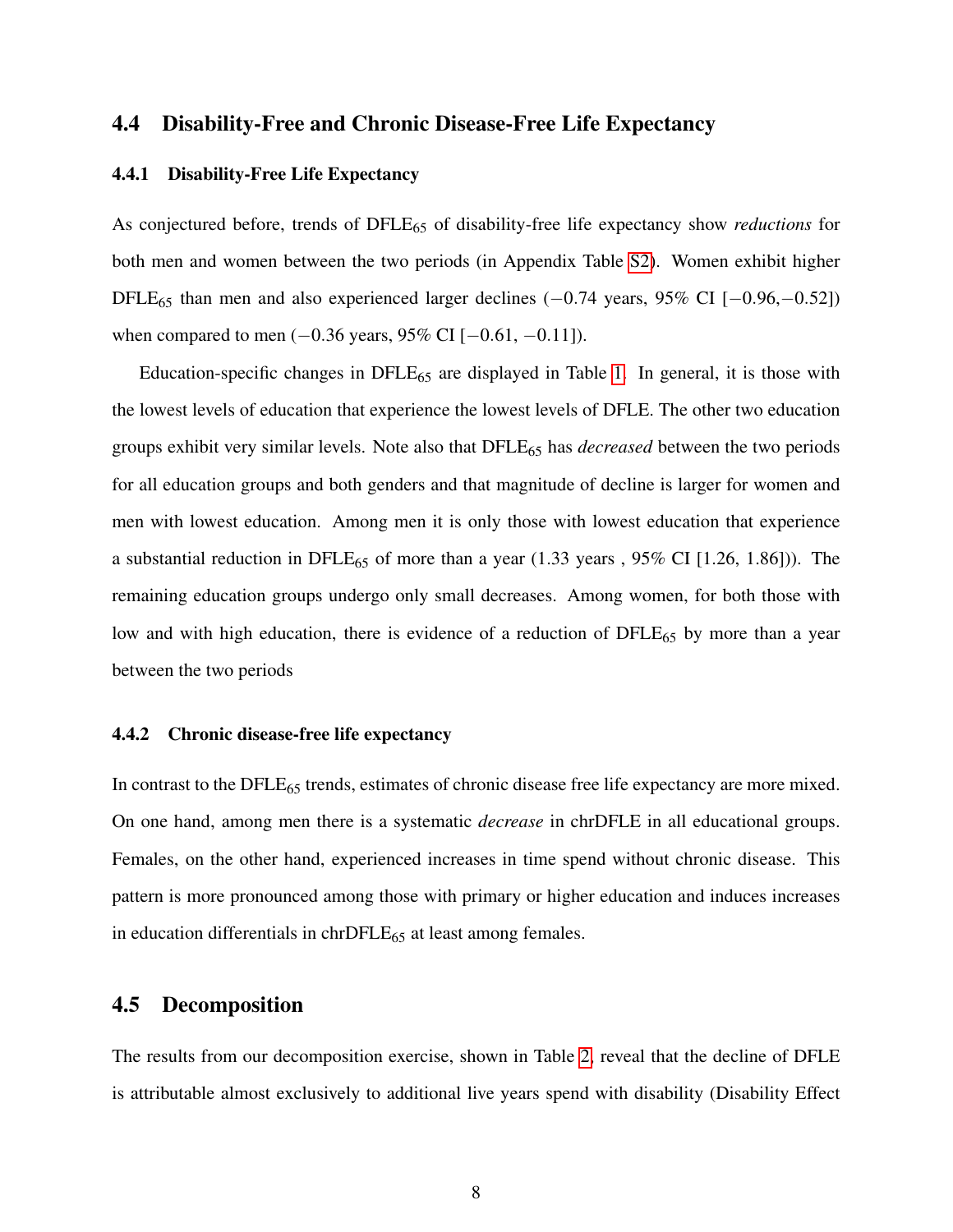## 4.4 Disability-Free and Chronic Disease-Free Life Expectancy

### 4.4.1 Disability-Free Life Expectancy

As conjectured before, trends of $\mathrm{DFLE}_{65}$ of disability-free life expectancy show *reductions* for both men and women between the two periods (in Appendix Table S2). Women exhibit higher $\mathrm{DFLE}_{65}$ than men and also experienced larger declines ($-0.74$ years, 95% CI [$-0.96$,$-0.52$]) when compared to men ($-0.36$ years, 95% CI [$-0.61$, $-0.11$]).

Education-specific changes in $\mathrm{DFLE}_{65}$ are displayed in Table 1. In general, it is those with the lowest levels of education that experience the lowest levels of DFLE. The other two education groups exhibit very similar levels. Note also that $\mathrm{DFLE}_{65}$ has *decreased* between the two periods for all education groups and both genders and that magnitude of decline is larger for women and men with lowest education. Among men it is only those with lowest education that experience a substantial reduction in $\mathrm{DFLE}_{65}$ of more than a year (1.33 years , 95% CI [1.26, 1.86])). The remaining education groups undergo only small decreases. Among women, for both those with low and with high education, there is evidence of a reduction of $\mathrm{DFLE}_{65}$ by more than a year between the two periods

### 4.4.2 Chronic disease-free life expectancy

In contrast to the $\mathrm{DFLE}_{65}$ trends, estimates of chronic disease free life expectancy are more mixed. On one hand, among men there is a systematic *decrease* in chrDFLE in all educational groups. Females, on the other hand, experienced increases in time spend without chronic disease. This pattern is more pronounced among those with primary or higher education and induces increases in education differentials in $\mathrm{chrDFLE}_{65}$ at least among females.

## 4.5 Decomposition

The results from our decomposition exercise, shown in Table 2, reveal that the decline of DFLE is attributable almost exclusively to additional live years spend with disability (Disability Effect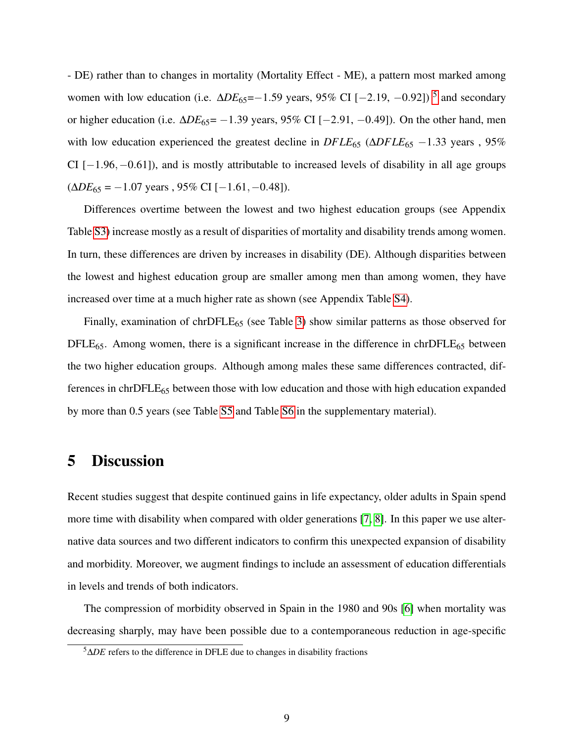- DE) rather than to changes in mortality (Mortality Effect - ME), a pattern most marked among women with low education (i.e. $\Delta DE_{65}$=$-1.59$ years, 95% CI [$-2.19$, $-0.92$]) [5] and secondary or higher education (i.e. $\Delta DE_{65}$= $-1.39$ years, 95% CI [$-2.91$, $-0.49$]). On the other hand, men with low education experienced the greatest decline in $DFLE_{65}$ ($\Delta DFLE_{65}$ $-1.33$ years , 95% CI [$-1.96, -0.61$]), and is mostly attributable to increased levels of disability in all age groups ($\Delta DE_{65}$ = $-1.07$ years , 95% CI [$-1.61, -0.48$]).

Differences overtime between the lowest and two highest education groups (see Appendix Table S3) increase mostly as a result of disparities of mortality and disability trends among women. In turn, these differences are driven by increases in disability (DE). Although disparities between the lowest and highest education group are smaller among men than among women, they have increased over time at a much higher rate as shown (see Appendix Table S4).

Finally, examination of chrDFLE$_{65}$ (see Table 3) show similar patterns as those observed for DFLE$_{65}$. Among women, there is a significant increase in the difference in chrDFLE$_{65}$ between the two higher education groups. Although among males these same differences contracted, differences in chrDFLE$_{65}$ between those with low education and those with high education expanded by more than 0.5 years (see Table S5 and Table S6 in the supplementary material).

# 5 Discussion

Recent studies suggest that despite continued gains in life expectancy, older adults in Spain spend more time with disability when compared with older generations [7, 8]. In this paper we use alternative data sources and two different indicators to confirm this unexpected expansion of disability and morbidity. Moreover, we augment findings to include an assessment of education differentials in levels and trends of both indicators.

The compression of morbidity observed in Spain in the 1980 and 90s [6] when mortality was decreasing sharply, may have been possible due to a contemporaneous reduction in age-specific

[5] $\Delta DE$ refers to the difference in DFLE due to changes in disability fractions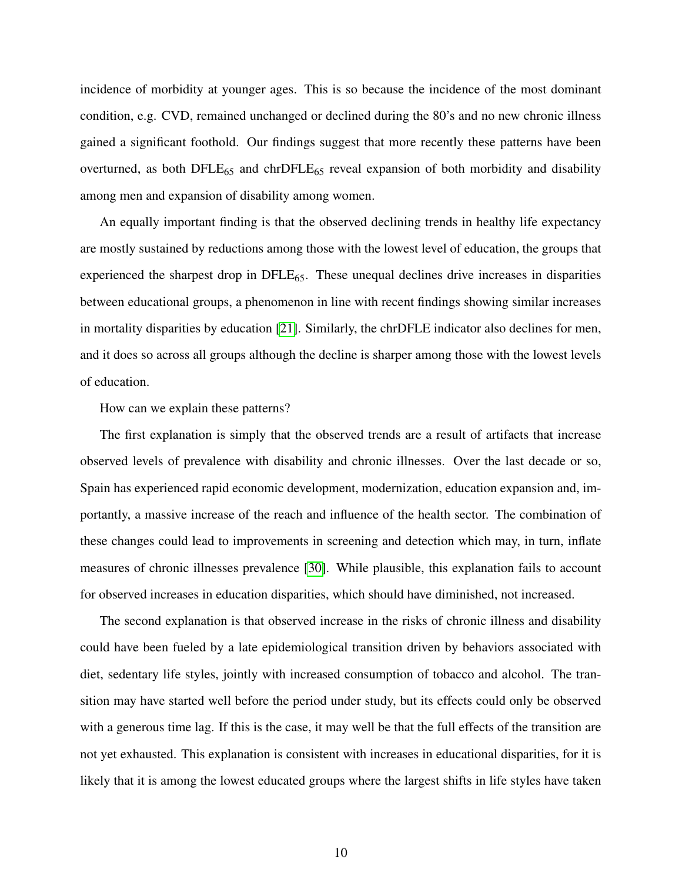incidence of morbidity at younger ages. This is so because the incidence of the most dominant condition, e.g. CVD, remained unchanged or declined during the 80's and no new chronic illness gained a significant foothold. Our findings suggest that more recently these patterns have been overturned, as both $DFLE_{65}$ and $chrDFLE_{65}$ reveal expansion of both morbidity and disability among men and expansion of disability among women.

An equally important finding is that the observed declining trends in healthy life expectancy are mostly sustained by reductions among those with the lowest level of education, the groups that experienced the sharpest drop in $DFLE_{65}$. These unequal declines drive increases in disparities between educational groups, a phenomenon in line with recent findings showing similar increases in mortality disparities by education [21]. Similarly, the chrDFLE indicator also declines for men, and it does so across all groups although the decline is sharper among those with the lowest levels of education.

How can we explain these patterns?

The first explanation is simply that the observed trends are a result of artifacts that increase observed levels of prevalence with disability and chronic illnesses. Over the last decade or so, Spain has experienced rapid economic development, modernization, education expansion and, importantly, a massive increase of the reach and influence of the health sector. The combination of these changes could lead to improvements in screening and detection which may, in turn, inflate measures of chronic illnesses prevalence [30]. While plausible, this explanation fails to account for observed increases in education disparities, which should have diminished, not increased.

The second explanation is that observed increase in the risks of chronic illness and disability could have been fueled by a late epidemiological transition driven by behaviors associated with diet, sedentary life styles, jointly with increased consumption of tobacco and alcohol. The transition may have started well before the period under study, but its effects could only be observed with a generous time lag. If this is the case, it may well be that the full effects of the transition are not yet exhausted. This explanation is consistent with increases in educational disparities, for it is likely that it is among the lowest educated groups where the largest shifts in life styles have taken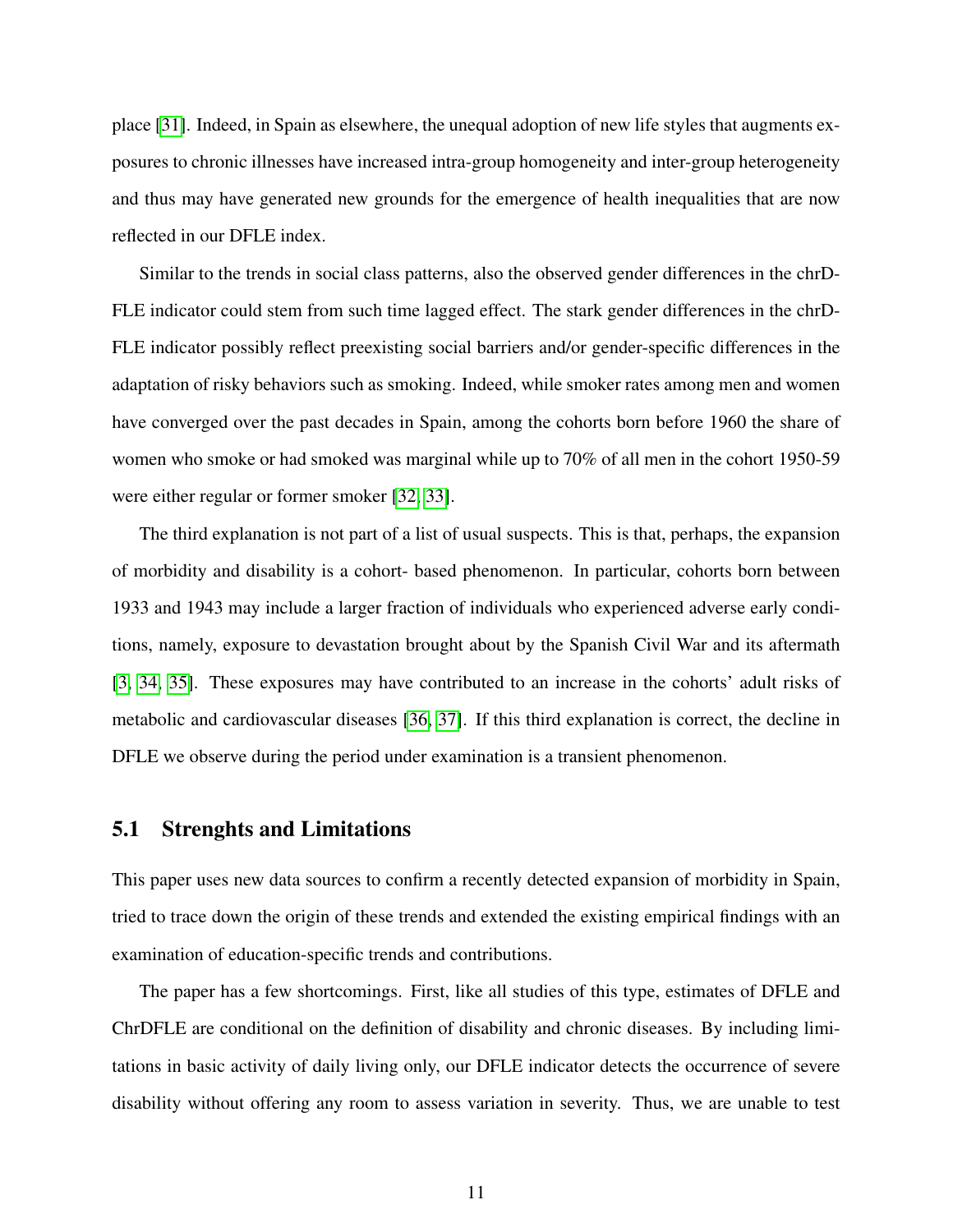place [31]. Indeed, in Spain as elsewhere, the unequal adoption of new life styles that augments exposures to chronic illnesses have increased intra-group homogeneity and inter-group heterogeneity and thus may have generated new grounds for the emergence of health inequalities that are now reflected in our DFLE index.

Similar to the trends in social class patterns, also the observed gender differences in the chrDFLE indicator could stem from such time lagged effect. The stark gender differences in the chrDFLE indicator possibly reflect preexisting social barriers and/or gender-specific differences in the adaptation of risky behaviors such as smoking. Indeed, while smoker rates among men and women have converged over the past decades in Spain, among the cohorts born before 1960 the share of women who smoke or had smoked was marginal while up to 70% of all men in the cohort 1950-59 were either regular or former smoker [32, 33].

The third explanation is not part of a list of usual suspects. This is that, perhaps, the expansion of morbidity and disability is a cohort- based phenomenon. In particular, cohorts born between 1933 and 1943 may include a larger fraction of individuals who experienced adverse early conditions, namely, exposure to devastation brought about by the Spanish Civil War and its aftermath [3, 34, 35]. These exposures may have contributed to an increase in the cohorts' adult risks of metabolic and cardiovascular diseases [36, 37]. If this third explanation is correct, the decline in DFLE we observe during the period under examination is a transient phenomenon.

## 5.1 Strenghts and Limitations

This paper uses new data sources to confirm a recently detected expansion of morbidity in Spain, tried to trace down the origin of these trends and extended the existing empirical findings with an examination of education-specific trends and contributions.

The paper has a few shortcomings. First, like all studies of this type, estimates of DFLE and ChrDFLE are conditional on the definition of disability and chronic diseases. By including limitations in basic activity of daily living only, our DFLE indicator detects the occurrence of severe disability without offering any room to assess variation in severity. Thus, we are unable to test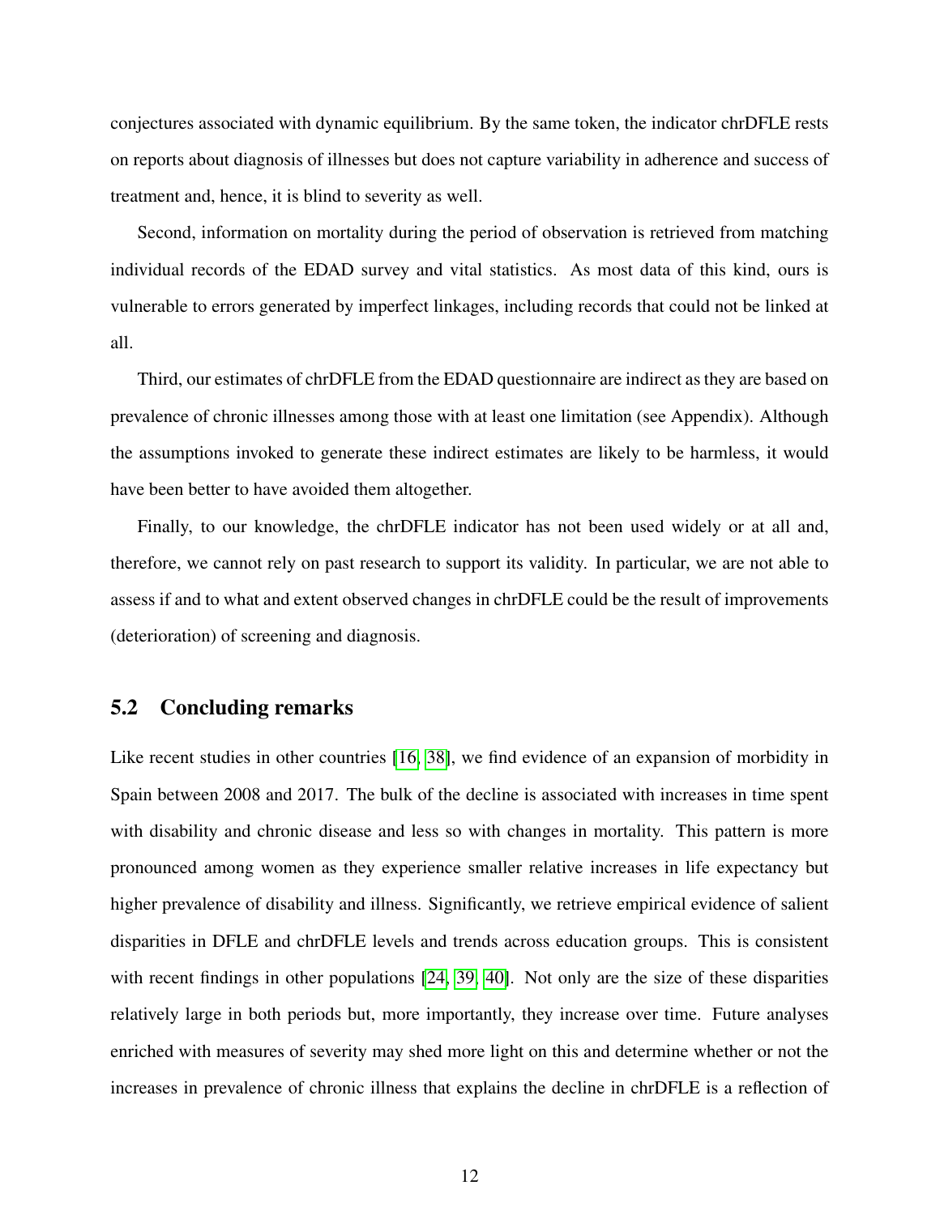conjectures associated with dynamic equilibrium. By the same token, the indicator chrDFLE rests on reports about diagnosis of illnesses but does not capture variability in adherence and success of treatment and, hence, it is blind to severity as well.

Second, information on mortality during the period of observation is retrieved from matching individual records of the EDAD survey and vital statistics. As most data of this kind, ours is vulnerable to errors generated by imperfect linkages, including records that could not be linked at all.

Third, our estimates of chrDFLE from the EDAD questionnaire are indirect as they are based on prevalence of chronic illnesses among those with at least one limitation (see Appendix). Although the assumptions invoked to generate these indirect estimates are likely to be harmless, it would have been better to have avoided them altogether.

Finally, to our knowledge, the chrDFLE indicator has not been used widely or at all and, therefore, we cannot rely on past research to support its validity. In particular, we are not able to assess if and to what and extent observed changes in chrDFLE could be the result of improvements (deterioration) of screening and diagnosis.

## 5.2 Concluding remarks

Like recent studies in other countries [16, 38], we find evidence of an expansion of morbidity in Spain between 2008 and 2017. The bulk of the decline is associated with increases in time spent with disability and chronic disease and less so with changes in mortality. This pattern is more pronounced among women as they experience smaller relative increases in life expectancy but higher prevalence of disability and illness. Significantly, we retrieve empirical evidence of salient disparities in DFLE and chrDFLE levels and trends across education groups. This is consistent with recent findings in other populations [24, 39, 40]. Not only are the size of these disparities relatively large in both periods but, more importantly, they increase over time. Future analyses enriched with measures of severity may shed more light on this and determine whether or not the increases in prevalence of chronic illness that explains the decline in chrDFLE is a reflection of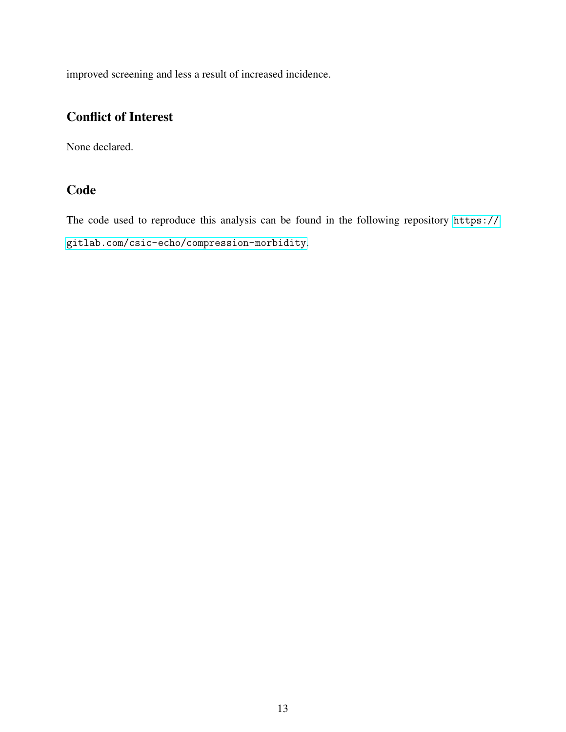improved screening and less a result of increased incidence.

## Conflict of Interest

None declared.

## Code

The code used to reproduce this analysis can be found in the following repository https://gitlab.com/csic-echo/compression-morbidity.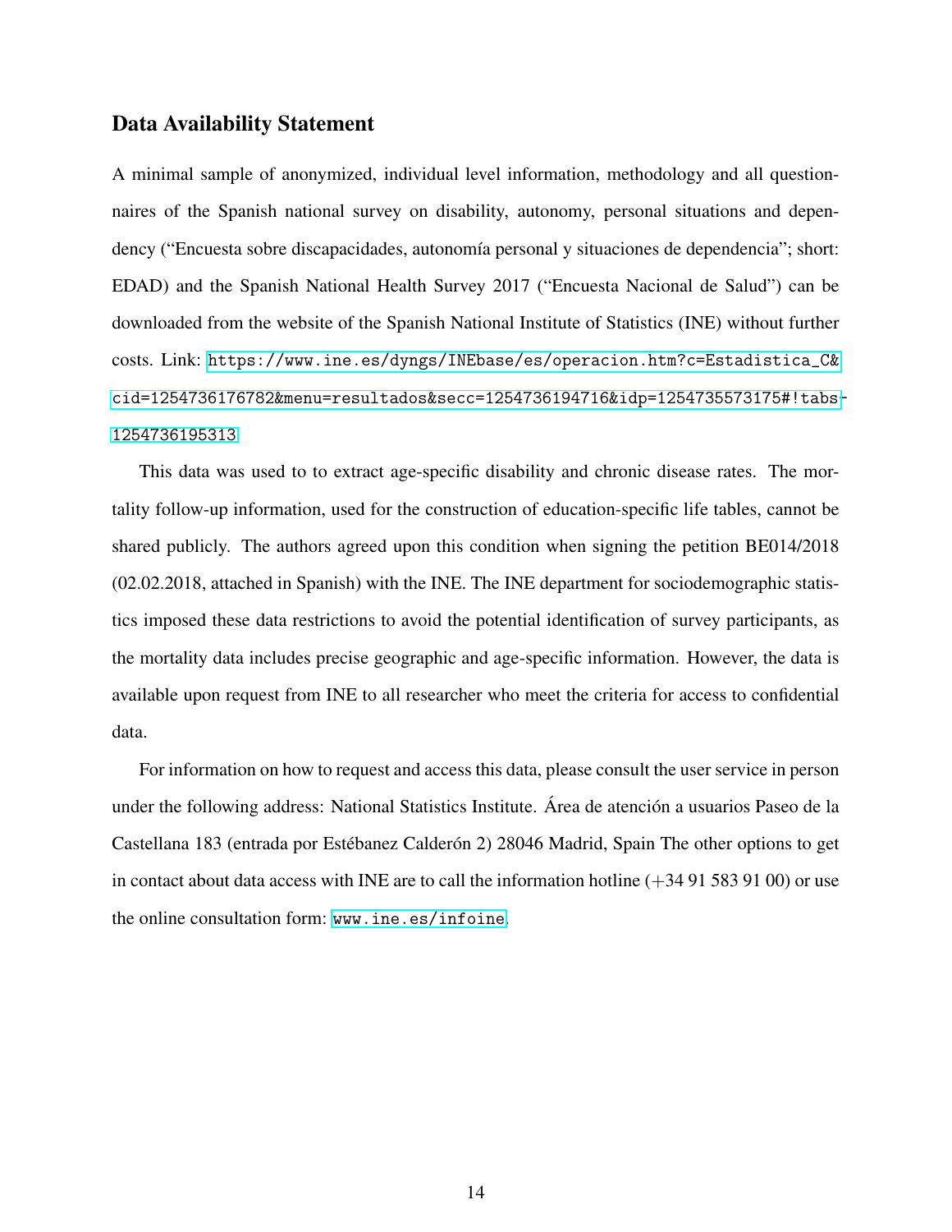## Data Availability Statement

A minimal sample of anonymized, individual level information, methodology and all questionnaires of the Spanish national survey on disability, autonomy, personal situations and dependency ("Encuesta sobre discapacidades, autonomía personal y situaciones de dependencia"; short: EDAD) and the Spanish National Health Survey 2017 ("Encuesta Nacional de Salud") can be downloaded from the website of the Spanish National Institute of Statistics (INE) without further costs. Link: https://www.ine.es/dyngs/INEbase/es/operacion.htm?c=Estadistica_C&cid=1254736176782&menu=resultados&secc=1254736194716&idp=1254735573175#!tabs-1254736195313

This data was used to to extract age-specific disability and chronic disease rates. The mortality follow-up information, used for the construction of education-specific life tables, cannot be shared publicly. The authors agreed upon this condition when signing the petition BE014/2018 (02.02.2018, attached in Spanish) with the INE. The INE department for sociodemographic statistics imposed these data restrictions to avoid the potential identification of survey participants, as the mortality data includes precise geographic and age-specific information. However, the data is available upon request from INE to all researcher who meet the criteria for access to confidential data.

For information on how to request and access this data, please consult the user service in person under the following address: National Statistics Institute. Área de atención a usuarios Paseo de la Castellana 183 (entrada por Estébanez Calderón 2) 28046 Madrid, Spain The other options to get in contact about data access with INE are to call the information hotline (+34 91 583 91 00) or use the online consultation form: www.ine.es/infoine.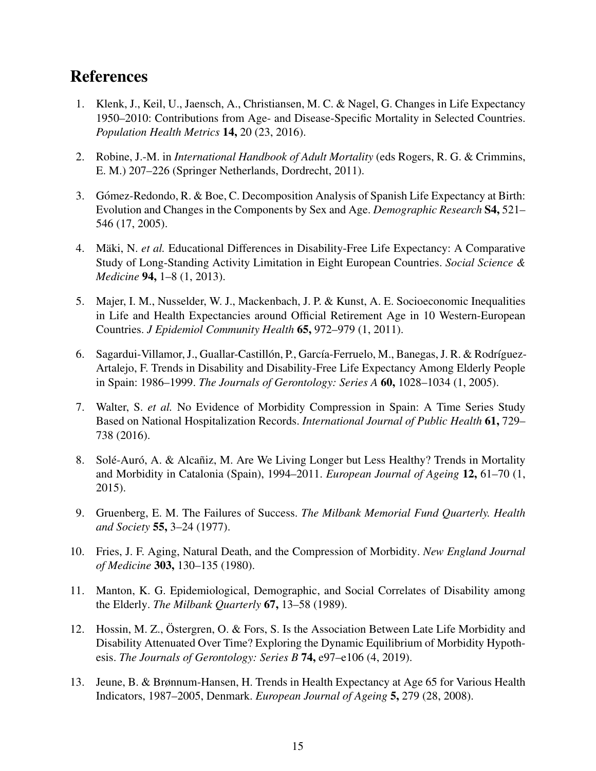## References

1. Klenk, J., Keil, U., Jaensch, A., Christiansen, M. C. & Nagel, G. Changes in Life Expectancy 1950–2010: Contributions from Age- and Disease-Specific Mortality in Selected Countries. *Population Health Metrics* **14,** 20 (23, 2016).

2. Robine, J.-M. in *International Handbook of Adult Mortality* (eds Rogers, R. G. & Crimmins, E. M.) 207–226 (Springer Netherlands, Dordrecht, 2011).

3. Gómez-Redondo, R. & Boe, C. Decomposition Analysis of Spanish Life Expectancy at Birth: Evolution and Changes in the Components by Sex and Age. *Demographic Research* **S4,** 521–546 (17, 2005).

4. Mäki, N. *et al.* Educational Differences in Disability-Free Life Expectancy: A Comparative Study of Long-Standing Activity Limitation in Eight European Countries. *Social Science & Medicine* **94,** 1–8 (1, 2013).

5. Majer, I. M., Nusselder, W. J., Mackenbach, J. P. & Kunst, A. E. Socioeconomic Inequalities in Life and Health Expectancies around Official Retirement Age in 10 Western-European Countries. *J Epidemiol Community Health* **65,** 972–979 (1, 2011).

6. Sagardui-Villamor, J., Guallar-Castillón, P., García-Ferruelo, M., Banegas, J. R. & Rodríguez-Artalejo, F. Trends in Disability and Disability-Free Life Expectancy Among Elderly People in Spain: 1986–1999. *The Journals of Gerontology: Series A* **60,** 1028–1034 (1, 2005).

7. Walter, S. *et al.* No Evidence of Morbidity Compression in Spain: A Time Series Study Based on National Hospitalization Records. *International Journal of Public Health* **61,** 729–738 (2016).

8. Solé-Auró, A. & Alcañiz, M. Are We Living Longer but Less Healthy? Trends in Mortality and Morbidity in Catalonia (Spain), 1994–2011. *European Journal of Ageing* **12,** 61–70 (1, 2015).

9. Gruenberg, E. M. The Failures of Success. *The Milbank Memorial Fund Quarterly. Health and Society* **55,** 3–24 (1977).

10. Fries, J. F. Aging, Natural Death, and the Compression of Morbidity. *New England Journal of Medicine* **303,** 130–135 (1980).

11. Manton, K. G. Epidemiological, Demographic, and Social Correlates of Disability among the Elderly. *The Milbank Quarterly* **67,** 13–58 (1989).

12. Hossin, M. Z., Östergren, O. & Fors, S. Is the Association Between Late Life Morbidity and Disability Attenuated Over Time? Exploring the Dynamic Equilibrium of Morbidity Hypothesis. *The Journals of Gerontology: Series B* **74,** e97–e106 (4, 2019).

13. Jeune, B. & Brønnum-Hansen, H. Trends in Health Expectancy at Age 65 for Various Health Indicators, 1987–2005, Denmark. *European Journal of Ageing* **5,** 279 (28, 2008).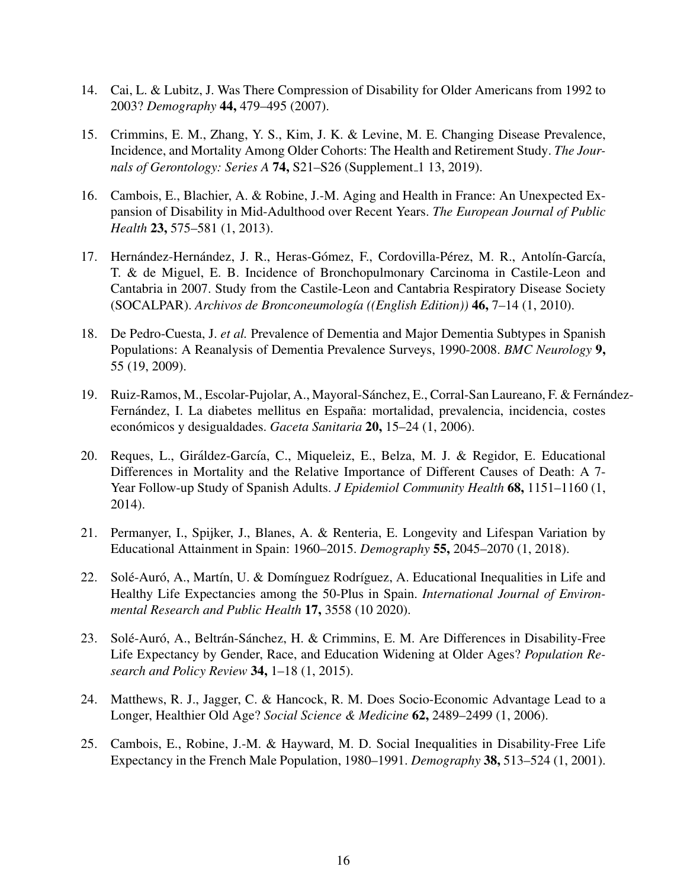14. Cai, L. & Lubitz, J. Was There Compression of Disability for Older Americans from 1992 to 2003? *Demography* **44,** 479–495 (2007).

15. Crimmins, E. M., Zhang, Y. S., Kim, J. K. & Levine, M. E. Changing Disease Prevalence, Incidence, and Mortality Among Older Cohorts: The Health and Retirement Study. *The Journals of Gerontology: Series A* **74,** S21–S26 (Supplement_1 13, 2019).

16. Cambois, E., Blachier, A. & Robine, J.-M. Aging and Health in France: An Unexpected Expansion of Disability in Mid-Adulthood over Recent Years. *The European Journal of Public Health* **23,** 575–581 (1, 2013).

17. Hernández-Hernández, J. R., Heras-Gómez, F., Cordovilla-Pérez, M. R., Antolín-García, T. & de Miguel, E. B. Incidence of Bronchopulmonary Carcinoma in Castile-Leon and Cantabria in 2007. Study from the Castile-Leon and Cantabria Respiratory Disease Society (SOCALPAR). *Archivos de Bronconeumología ((English Edition))* **46,** 7–14 (1, 2010).

18. De Pedro-Cuesta, J. *et al.* Prevalence of Dementia and Major Dementia Subtypes in Spanish Populations: A Reanalysis of Dementia Prevalence Surveys, 1990-2008. *BMC Neurology* **9,** 55 (19, 2009).

19. Ruiz-Ramos, M., Escolar-Pujolar, A., Mayoral-Sánchez, E., Corral-San Laureano, F. & Fernández-Fernández, I. La diabetes mellitus en España: mortalidad, prevalencia, incidencia, costes económicos y desigualdades. *Gaceta Sanitaria* **20,** 15–24 (1, 2006).

20. Reques, L., Giráldez-García, C., Miqueleiz, E., Belza, M. J. & Regidor, E. Educational Differences in Mortality and the Relative Importance of Different Causes of Death: A 7-Year Follow-up Study of Spanish Adults. *J Epidemiol Community Health* **68,** 1151–1160 (1, 2014).

21. Permanyer, I., Spijker, J., Blanes, A. & Renteria, E. Longevity and Lifespan Variation by Educational Attainment in Spain: 1960–2015. *Demography* **55,** 2045–2070 (1, 2018).

22. Solé-Auró, A., Martín, U. & Domínguez Rodríguez, A. Educational Inequalities in Life and Healthy Life Expectancies among the 50-Plus in Spain. *International Journal of Environmental Research and Public Health* **17,** 3558 (10 2020).

23. Solé-Auró, A., Beltrán-Sánchez, H. & Crimmins, E. M. Are Differences in Disability-Free Life Expectancy by Gender, Race, and Education Widening at Older Ages? *Population Research and Policy Review* **34,** 1–18 (1, 2015).

24. Matthews, R. J., Jagger, C. & Hancock, R. M. Does Socio-Economic Advantage Lead to a Longer, Healthier Old Age? *Social Science & Medicine* **62,** 2489–2499 (1, 2006).

25. Cambois, E., Robine, J.-M. & Hayward, M. D. Social Inequalities in Disability-Free Life Expectancy in the French Male Population, 1980–1991. *Demography* **38,** 513–524 (1, 2001).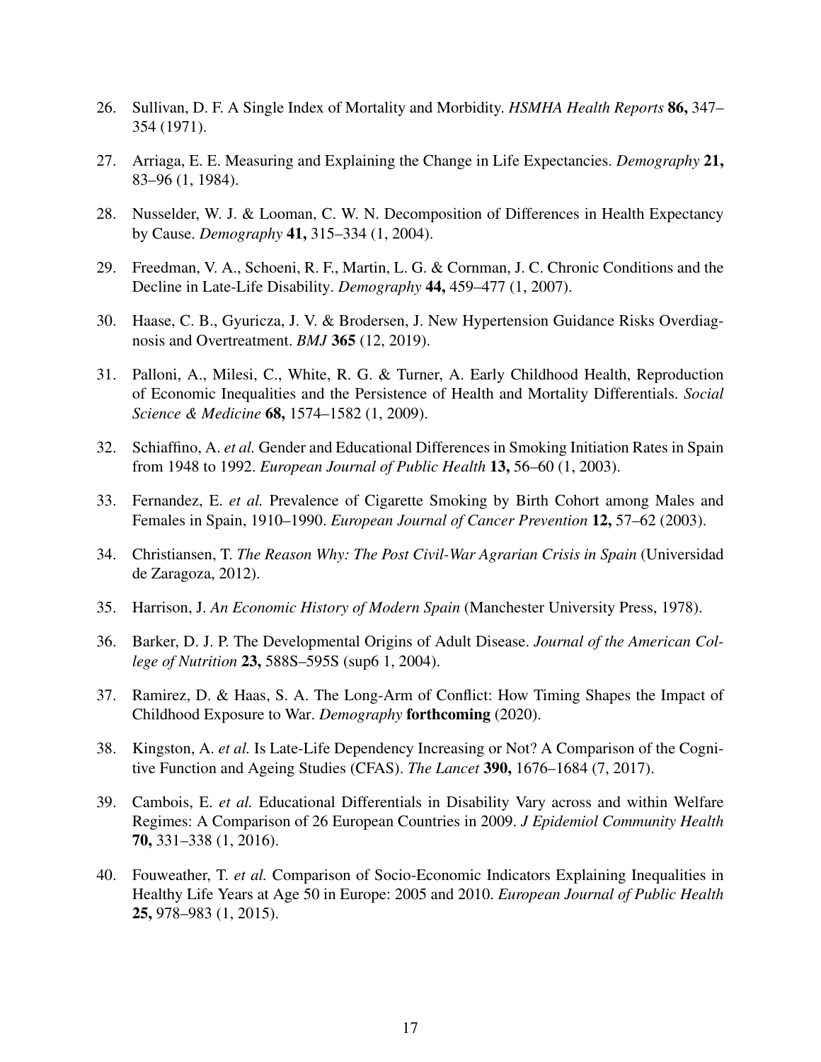26. Sullivan, D. F. A Single Index of Mortality and Morbidity. *HSMHA Health Reports* **86,** 347–354 (1971).

27. Arriaga, E. E. Measuring and Explaining the Change in Life Expectancies. *Demography* **21,** 83–96 (1, 1984).

28. Nusselder, W. J. & Looman, C. W. N. Decomposition of Differences in Health Expectancy by Cause. *Demography* **41,** 315–334 (1, 2004).

29. Freedman, V. A., Schoeni, R. F., Martin, L. G. & Cornman, J. C. Chronic Conditions and the Decline in Late-Life Disability. *Demography* **44,** 459–477 (1, 2007).

30. Haase, C. B., Gyuricza, J. V. & Brodersen, J. New Hypertension Guidance Risks Overdiagnosis and Overtreatment. *BMJ* **365** (12, 2019).

31. Palloni, A., Milesi, C., White, R. G. & Turner, A. Early Childhood Health, Reproduction of Economic Inequalities and the Persistence of Health and Mortality Differentials. *Social Science & Medicine* **68,** 1574–1582 (1, 2009).

32. Schiaffino, A. *et al.* Gender and Educational Differences in Smoking Initiation Rates in Spain from 1948 to 1992. *European Journal of Public Health* **13,** 56–60 (1, 2003).

33. Fernandez, E. *et al.* Prevalence of Cigarette Smoking by Birth Cohort among Males and Females in Spain, 1910–1990. *European Journal of Cancer Prevention* **12,** 57–62 (2003).

34. Christiansen, T. *The Reason Why: The Post Civil-War Agrarian Crisis in Spain* (Universidad de Zaragoza, 2012).

35. Harrison, J. *An Economic History of Modern Spain* (Manchester University Press, 1978).

36. Barker, D. J. P. The Developmental Origins of Adult Disease. *Journal of the American College of Nutrition* **23,** 588S–595S (sup6 1, 2004).

37. Ramirez, D. & Haas, S. A. The Long-Arm of Conflict: How Timing Shapes the Impact of Childhood Exposure to War. *Demography* **forthcoming** (2020).

38. Kingston, A. *et al.* Is Late-Life Dependency Increasing or Not? A Comparison of the Cognitive Function and Ageing Studies (CFAS). *The Lancet* **390,** 1676–1684 (7, 2017).

39. Cambois, E. *et al.* Educational Differentials in Disability Vary across and within Welfare Regimes: A Comparison of 26 European Countries in 2009. *J Epidemiol Community Health* **70,** 331–338 (1, 2016).

40. Fouweather, T. *et al.* Comparison of Socio-Economic Indicators Explaining Inequalities in Healthy Life Years at Age 50 in Europe: 2005 and 2010. *European Journal of Public Health* **25,** 978–983 (1, 2015).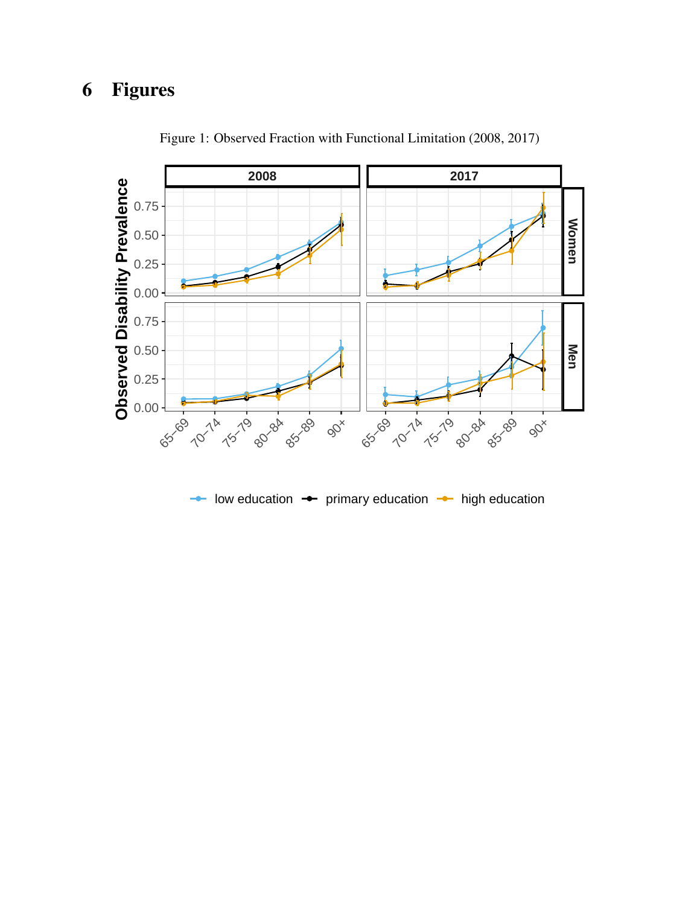# 6 Figures

Figure 1: Observed Fraction with Functional Limitation (2008, 2017)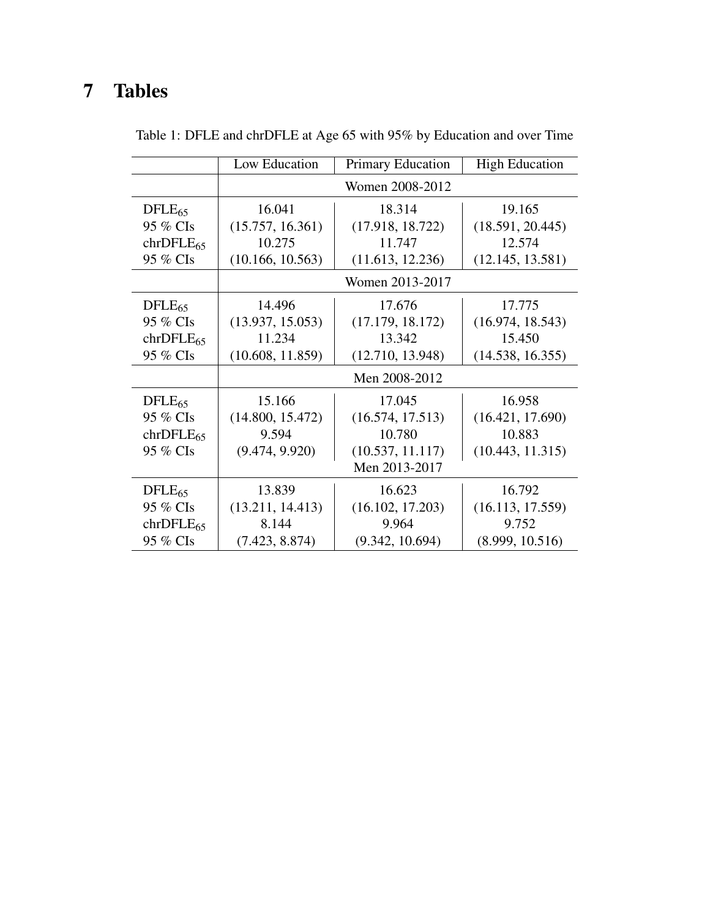# 7 Tables

Table 1: DFLE and chrDFLE at Age 65 with 95% by Education and over Time

| | Low Education | Primary Education | High Education |
|---|---|---|---|
| | Women 2008-2012 | | |
| $DFLE_{65}$ | 16.041 | 18.314 | 19.165 |
| 95 % CIs | (15.757, 16.361) | (17.918, 18.722) | (18.591, 20.445) |
| $chrDFLE_{65}$ | 10.275 | 11.747 | 12.574 |
| 95 % CIs | (10.166, 10.563) | (11.613, 12.236) | (12.145, 13.581) |
| | Women 2013-2017 | | |
| $DFLE_{65}$ | 14.496 | 17.676 | 17.775 |
| 95 % CIs | (13.937, 15.053) | (17.179, 18.172) | (16.974, 18.543) |
| $chrDFLE_{65}$ | 11.234 | 13.342 | 15.450 |
| 95 % CIs | (10.608, 11.859) | (12.710, 13.948) | (14.538, 16.355) |
| | Men 2008-2012 | | |
| $DFLE_{65}$ | 15.166 | 17.045 | 16.958 |
| 95 % CIs | (14.800, 15.472) | (16.574, 17.513) | (16.421, 17.690) |
| $chrDFLE_{65}$ | 9.594 | 10.780 | 10.883 |
| 95 % CIs | (9.474, 9.920) | (10.537, 11.117) | (10.443, 11.315) |
| | Men 2013-2017 | | |
| $DFLE_{65}$ | 13.839 | 16.623 | 16.792 |
| 95 % CIs | (13.211, 14.413) | (16.102, 17.203) | (16.113, 17.559) |
| $chrDFLE_{65}$ | 8.144 | 9.964 | 9.752 |
| 95 % CIs | (7.423, 8.874) | (9.342, 10.694) | (8.999, 10.516) |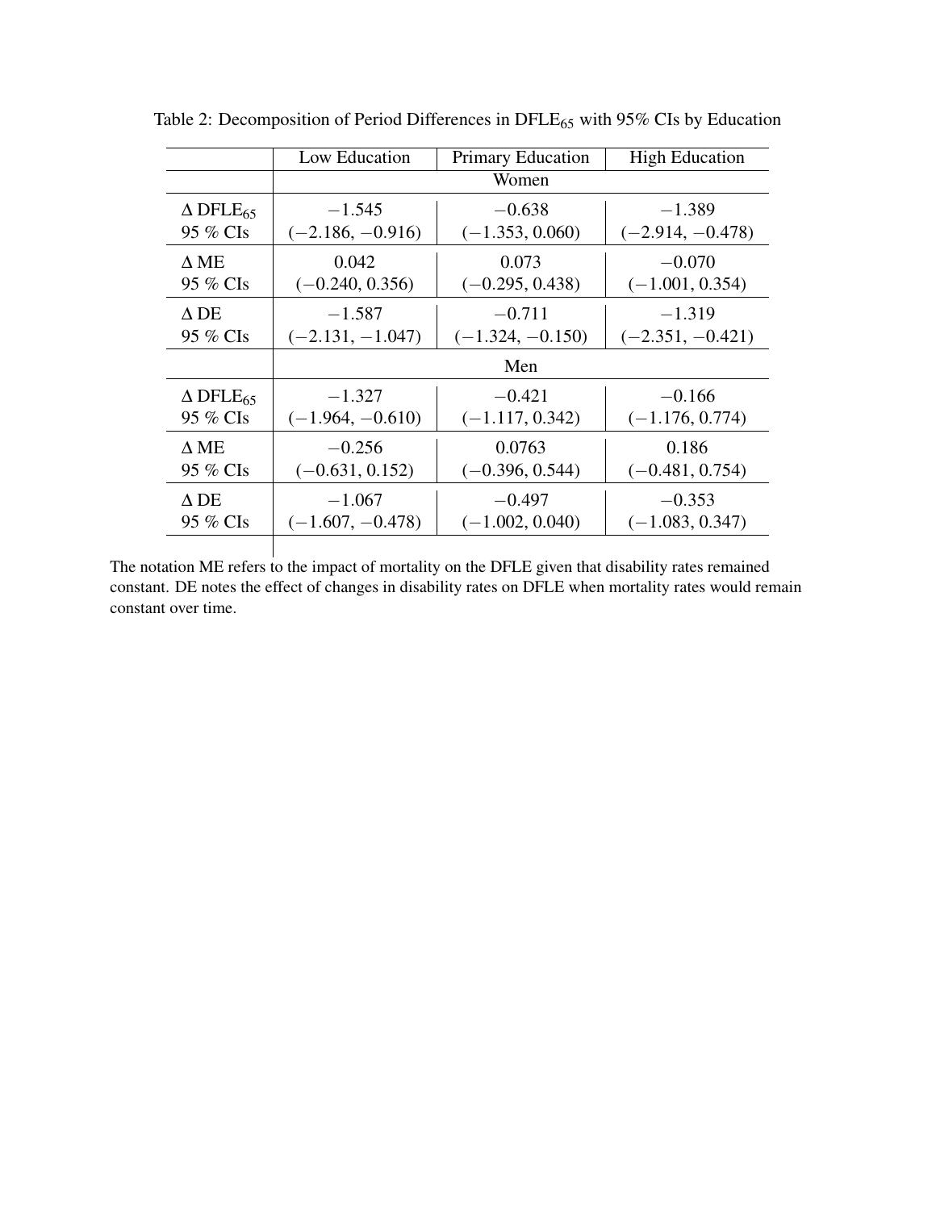Table 2: Decomposition of Period Differences in $DFLE_{65}$ with 95% CIs by Education

| | Low Education | Primary Education | High Education |
|---|---|---|---|
| | | Women | |
| $\Delta$ $DFLE_{65}$ | $-1.545$ | $-0.638$ | $-1.389$ |
| 95 % CIs | ($-2.186$, $-0.916$) | ($-1.353$, 0.060) | ($-2.914$, $-0.478$) |
| $\Delta$ ME | 0.042 | 0.073 | $-0.070$ |
| 95 % CIs | ($-0.240$, 0.356) | ($-0.295$, 0.438) | ($-1.001$, 0.354) |
| $\Delta$ DE | $-1.587$ | $-0.711$ | $-1.319$ |
| 95 % CIs | ($-2.131$, $-1.047$) | ($-1.324$, $-0.150$) | ($-2.351$, $-0.421$) |
| | | Men | |
| $\Delta$ $DFLE_{65}$ | $-1.327$ | $-0.421$ | $-0.166$ |
| 95 % CIs | ($-1.964$, $-0.610$) | ($-1.117$, 0.342) | ($-1.176$, 0.774) |
| $\Delta$ ME | $-0.256$ | 0.0763 | 0.186 |
| 95 % CIs | ($-0.631$, 0.152) | ($-0.396$, 0.544) | ($-0.481$, 0.754) |
| $\Delta$ DE | $-1.067$ | $-0.497$ | $-0.353$ |
| 95 % CIs | ($-1.607$, $-0.478$) | ($-1.002$, 0.040) | ($-1.083$, 0.347) |

The notation ME refers to the impact of mortality on the DFLE given that disability rates remained constant. DE notes the effect of changes in disability rates on DFLE when mortality rates would remain constant over time.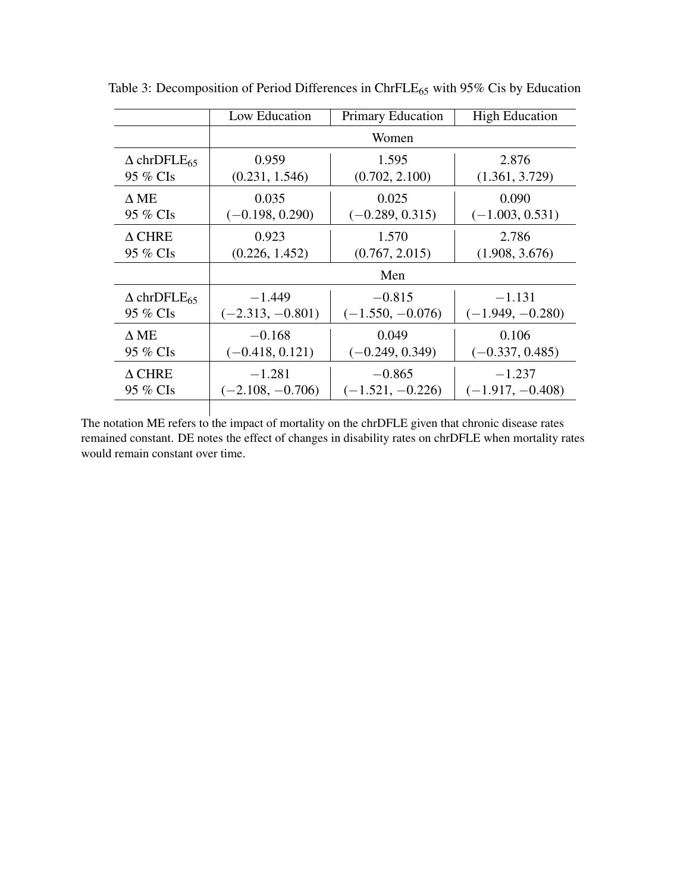Table 3: Decomposition of Period Differences in $\text{ChrFLE}_{65}$ with 95% Cis by Education

| | Low Education | Primary Education | High Education |
|---|---|---|---|
| | Women | | |
| $\Delta$ $\text{chrDFLE}_{65}$ | 0.959 | 1.595 | 2.876 |
| 95 % CIs | (0.231, 1.546) | (0.702, 2.100) | (1.361, 3.729) |
| $\Delta$ ME | 0.035 | 0.025 | 0.090 |
| 95 % CIs | (−0.198, 0.290) | (−0.289, 0.315) | (−1.003, 0.531) |
| $\Delta$ CHRE | 0.923 | 1.570 | 2.786 |
| 95 % CIs | (0.226, 1.452) | (0.767, 2.015) | (1.908, 3.676) |
| | Men | | |
| $\Delta$ $\text{chrDFLE}_{65}$ | −1.449 | −0.815 | −1.131 |
| 95 % CIs | (−2.313, −0.801) | (−1.550, −0.076) | (−1.949, −0.280) |
| $\Delta$ ME | −0.168 | 0.049 | 0.106 |
| 95 % CIs | (−0.418, 0.121) | (−0.249, 0.349) | (−0.337, 0.485) |
| $\Delta$ CHRE | −1.281 | −0.865 | −1.237 |
| 95 % CIs | (−2.108, −0.706) | (−1.521, −0.226) | (−1.917, −0.408) |

The notation ME refers to the impact of mortality on the chrDFLE given that chronic disease rates remained constant. DE notes the effect of changes in disability rates on chrDFLE when mortality rates would remain constant over time.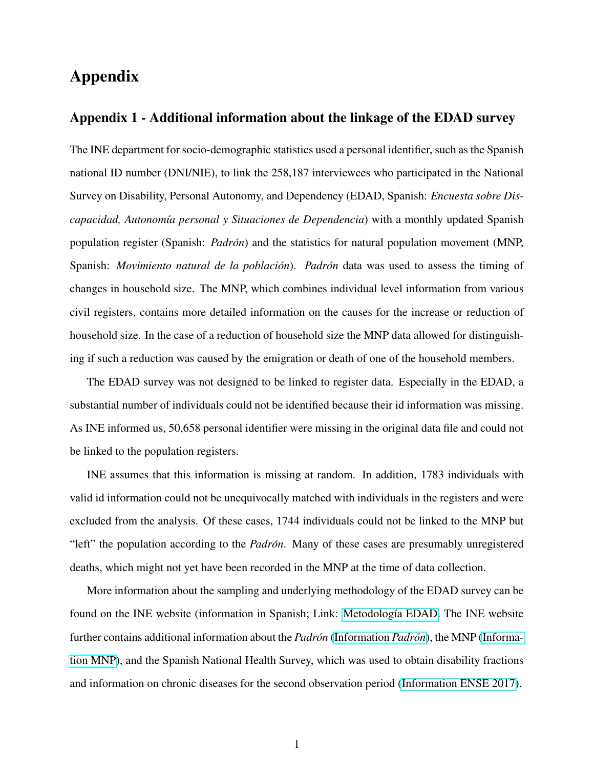# Appendix

## Appendix 1 - Additional information about the linkage of the EDAD survey

The INE department for socio-demographic statistics used a personal identifier, such as the Spanish national ID number (DNI/NIE), to link the 258,187 interviewees who participated in the National Survey on Disability, Personal Autonomy, and Dependency (EDAD, Spanish: *Encuesta sobre Discapacidad, Autonomía personal y Situaciones de Dependencia*) with a monthly updated Spanish population register (Spanish: *Padrón*) and the statistics for natural population movement (MNP, Spanish: *Movimiento natural de la población*). *Padrón* data was used to assess the timing of changes in household size. The MNP, which combines individual level information from various civil registers, contains more detailed information on the causes for the increase or reduction of household size. In the case of a reduction of household size the MNP data allowed for distinguishing if such a reduction was caused by the emigration or death of one of the household members.

The EDAD survey was not designed to be linked to register data. Especially in the EDAD, a substantial number of individuals could not be identified because their id information was missing. As INE informed us, 50,658 personal identifier were missing in the original data file and could not be linked to the population registers.

INE assumes that this information is missing at random. In addition, 1783 individuals with valid id information could not be unequivocally matched with individuals in the registers and were excluded from the analysis. Of these cases, 1744 individuals could not be linked to the MNP but "left" the population according to the *Padrón*. Many of these cases are presumably unregistered deaths, which might not yet have been recorded in the MNP at the time of data collection.

More information about the sampling and underlying methodology of the EDAD survey can be found on the INE website (information in Spanish; Link: Metodología EDAD. The INE website further contains additional information about the *Padrón* (Information *Padrón*), the MNP (Information MNP), and the Spanish National Health Survey, which was used to obtain disability fractions and information on chronic diseases for the second observation period (Information ENSE 2017).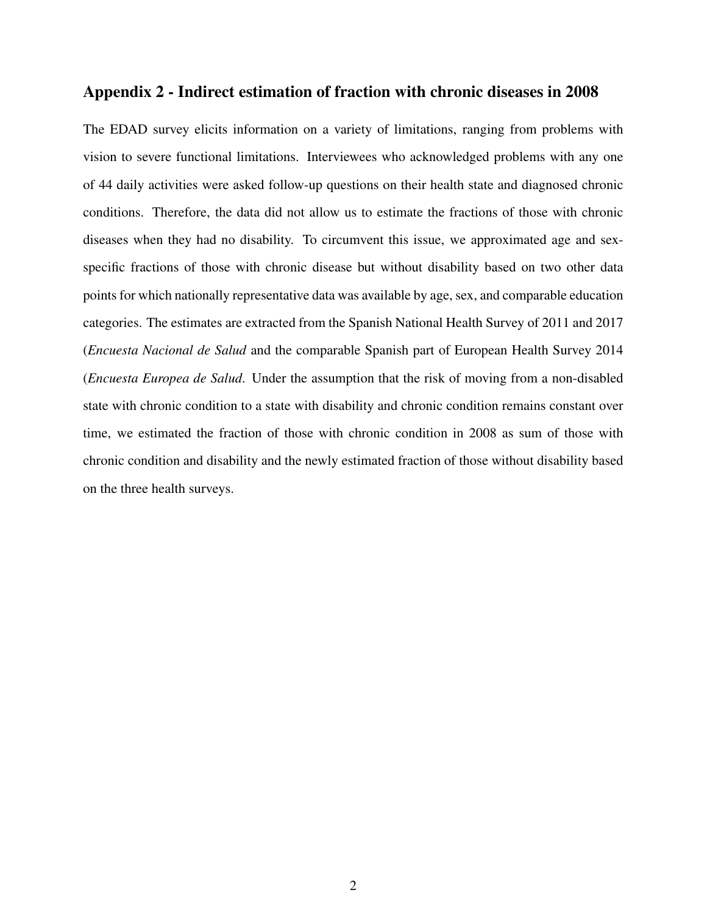## Appendix 2 - Indirect estimation of fraction with chronic diseases in 2008

The EDAD survey elicits information on a variety of limitations, ranging from problems with vision to severe functional limitations. Interviewees who acknowledged problems with any one of 44 daily activities were asked follow-up questions on their health state and diagnosed chronic conditions. Therefore, the data did not allow us to estimate the fractions of those with chronic diseases when they had no disability. To circumvent this issue, we approximated age and sex-specific fractions of those with chronic disease but without disability based on two other data points for which nationally representative data was available by age, sex, and comparable education categories. The estimates are extracted from the Spanish National Health Survey of 2011 and 2017 (*Encuesta Nacional de Salud* and the comparable Spanish part of European Health Survey 2014 (*Encuesta Europea de Salud*. Under the assumption that the risk of moving from a non-disabled state with chronic condition to a state with disability and chronic condition remains constant over time, we estimated the fraction of those with chronic condition in 2008 as sum of those with chronic condition and disability and the newly estimated fraction of those without disability based on the three health surveys.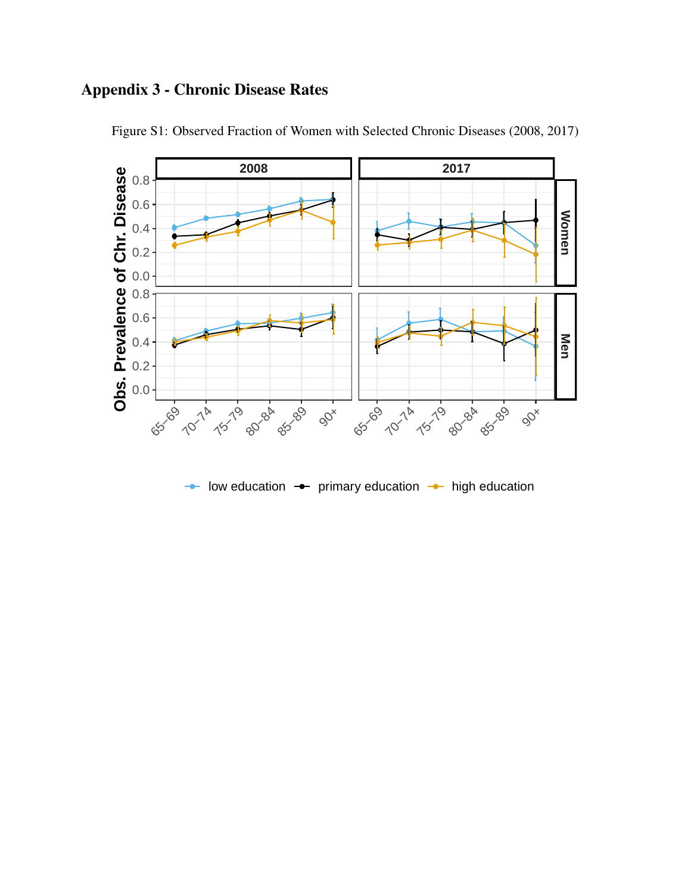## Appendix 3 - Chronic Disease Rates

Figure S1: Observed Fraction of Women with Selected Chronic Diseases (2008, 2017)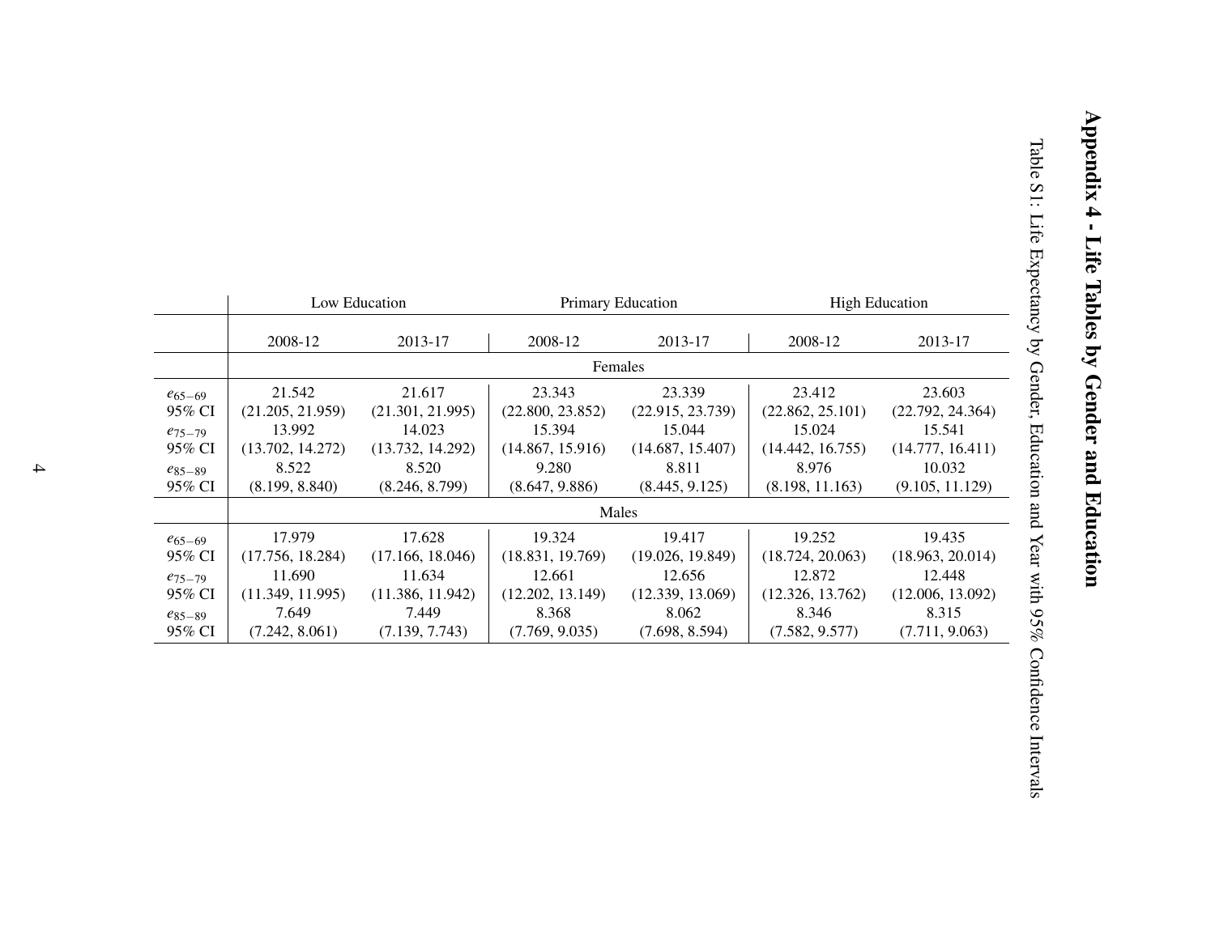# Appendix 4 - Life Tables by Gender and Education

Table S1: Life Expectancy by Gender, Education and Year with 95% Confidence Intervals

| | Low Education | | Primary Education | | High Education | |
|---|---|---|---|---|---|---|
| | 2008-12 | 2013-17 | 2008-12 | 2013-17 | 2008-12 | 2013-17 |
| | **Females** | | | | | |
| $e_{65-69}$ | 21.542 | 21.617 | 23.343 | 23.339 | 23.412 | 23.603 |
| 95% CI | (21.205, 21.959) | (21.301, 21.995) | (22.800, 23.852) | (22.915, 23.739) | (22.862, 25.101) | (22.792, 24.364) |
| $e_{75-79}$ | 13.992 | 14.023 | 15.394 | 15.044 | 15.024 | 15.541 |
| 95% CI | (13.702, 14.272) | (13.732, 14.292) | (14.867, 15.916) | (14.687, 15.407) | (14.442, 16.755) | (14.777, 16.411) |
| $e_{85-89}$ | 8.522 | 8.520 | 9.280 | 8.811 | 8.976 | 10.032 |
| 95% CI | (8.199, 8.840) | (8.246, 8.799) | (8.647, 9.886) | (8.445, 9.125) | (8.198, 11.163) | (9.105, 11.129) |
| | **Males** | | | | | |
| $e_{65-69}$ | 17.979 | 17.628 | 19.324 | 19.417 | 19.252 | 19.435 |
| 95% CI | (17.756, 18.284) | (17.166, 18.046) | (18.831, 19.769) | (19.026, 19.849) | (18.724, 20.063) | (18.963, 20.014) |
| $e_{75-79}$ | 11.690 | 11.634 | 12.661 | 12.656 | 12.872 | 12.448 |
| 95% CI | (11.349, 11.995) | (11.386, 11.942) | (12.202, 13.149) | (12.339, 13.069) | (12.326, 13.762) | (12.006, 13.092) |
| $e_{85-89}$ | 7.649 | 7.449 | 8.368 | 8.062 | 8.346 | 8.315 |
| 95% CI | (7.242, 8.061) | (7.139, 7.743) | (7.769, 9.035) | (7.698, 8.594) | (7.582, 9.577) | (7.711, 9.063) |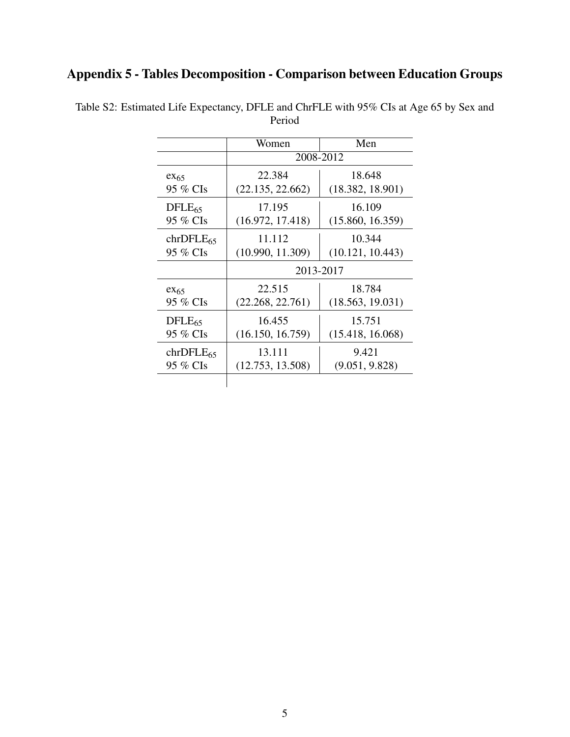## Appendix 5 - Tables Decomposition - Comparison between Education Groups

Table S2: Estimated Life Expectancy, DFLE and ChrFLE with 95% CIs at Age 65 by Sex and Period

| | Women | Men |
|---|---|---|
| | 2008-2012 | |
| $ex_{65}$ | 22.384 | 18.648 |
| 95 % CIs | (22.135, 22.662) | (18.382, 18.901) |
| $DFLE_{65}$ | 17.195 | 16.109 |
| 95 % CIs | (16.972, 17.418) | (15.860, 16.359) |
| $chrDFLE_{65}$ | 11.112 | 10.344 |
| 95 % CIs | (10.990, 11.309) | (10.121, 10.443) |
| | 2013-2017 | |
| $ex_{65}$ | 22.515 | 18.784 |
| 95 % CIs | (22.268, 22.761) | (18.563, 19.031) |
| $DFLE_{65}$ | 16.455 | 15.751 |
| 95 % CIs | (16.150, 16.759) | (15.418, 16.068) |
| $chrDFLE_{65}$ | 13.111 | 9.421 |
| 95 % CIs | (12.753, 13.508) | (9.051, 9.828) |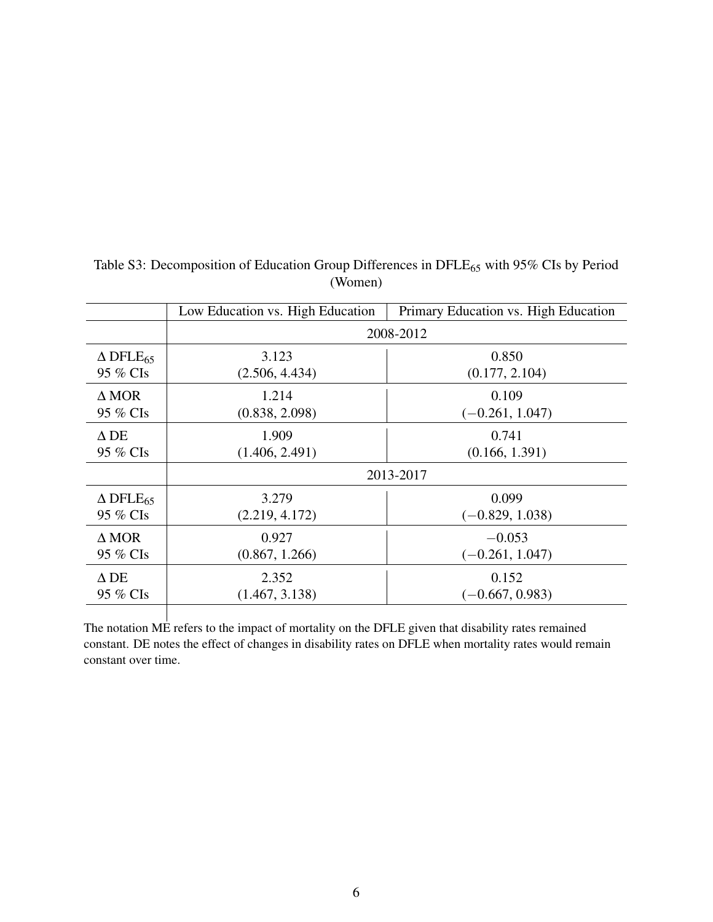Table S3: Decomposition of Education Group Differences in $DFLE_{65}$ with 95% CIs by Period (Women)

| | Low Education vs. High Education | Primary Education vs. High Education |
|---|---|---|
| | 2008-2012 | |
| $\Delta$ $DFLE_{65}$<br>95 % CIs | 3.123<br>(2.506, 4.434) | 0.850<br>(0.177, 2.104) |
| $\Delta$ MOR<br>95 % CIs | 1.214<br>(0.838, 2.098) | 0.109<br>($-0.261$, 1.047) |
| $\Delta$ DE<br>95 % CIs | 1.909<br>(1.406, 2.491) | 0.741<br>(0.166, 1.391) |
| | 2013-2017 | |
| $\Delta$ $DFLE_{65}$<br>95 % CIs | 3.279<br>(2.219, 4.172) | 0.099<br>($-0.829$, 1.038) |
| $\Delta$ MOR<br>95 % CIs | 0.927<br>(0.867, 1.266) | $-0.053$<br>($-0.261$, 1.047) |
| $\Delta$ DE<br>95 % CIs | 2.352<br>(1.467, 3.138) | 0.152<br>($-0.667$, 0.983) |

The notation ME refers to the impact of mortality on the DFLE given that disability rates remained constant. DE notes the effect of changes in disability rates on DFLE when mortality rates would remain constant over time.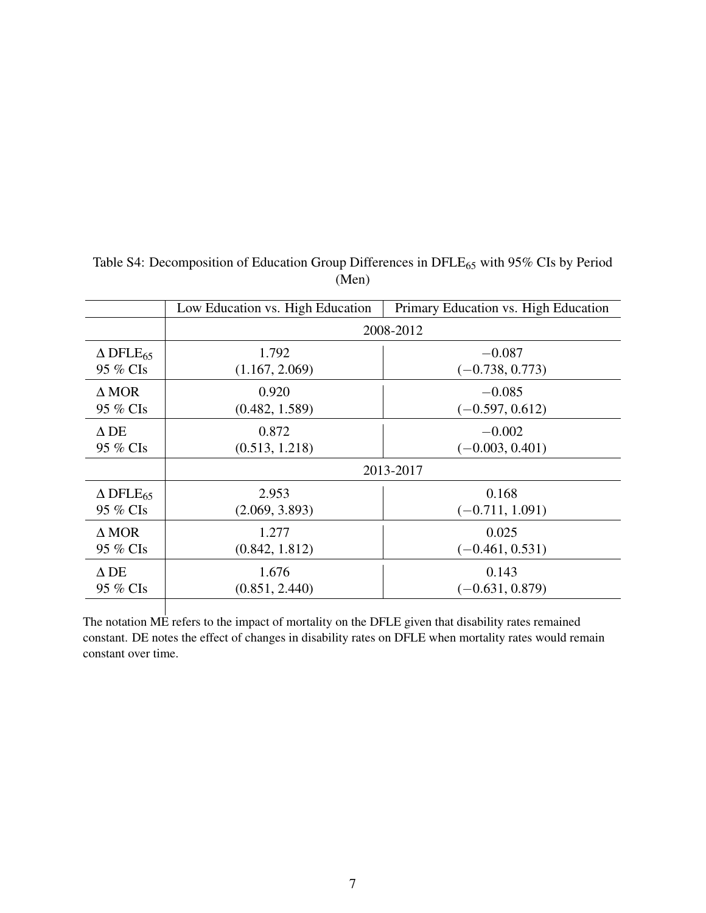Table S4: Decomposition of Education Group Differences in $DFLE_{65}$ with 95% CIs by Period (Men)

| | Low Education vs. High Education | Primary Education vs. High Education |
|---|---|---|
| | 2008-2012 | |
| $\Delta$ $DFLE_{65}$ | 1.792 | $-0.087$ |
| 95 % CIs | (1.167, 2.069) | ($-0.738$, 0.773) |
| $\Delta$ MOR | 0.920 | $-0.085$ |
| 95 % CIs | (0.482, 1.589) | ($-0.597$, 0.612) |
| $\Delta$ DE | 0.872 | $-0.002$ |
| 95 % CIs | (0.513, 1.218) | ($-0.003$, 0.401) |
| | 2013-2017 | |
| $\Delta$ $DFLE_{65}$ | 2.953 | 0.168 |
| 95 % CIs | (2.069, 3.893) | ($-0.711$, 1.091) |
| $\Delta$ MOR | 1.277 | 0.025 |
| 95 % CIs | (0.842, 1.812) | ($-0.461$, 0.531) |
| $\Delta$ DE | 1.676 | 0.143 |
| 95 % CIs | (0.851, 2.440) | ($-0.631$, 0.879) |

The notation ME refers to the impact of mortality on the DFLE given that disability rates remained constant. DE notes the effect of changes in disability rates on DFLE when mortality rates would remain constant over time.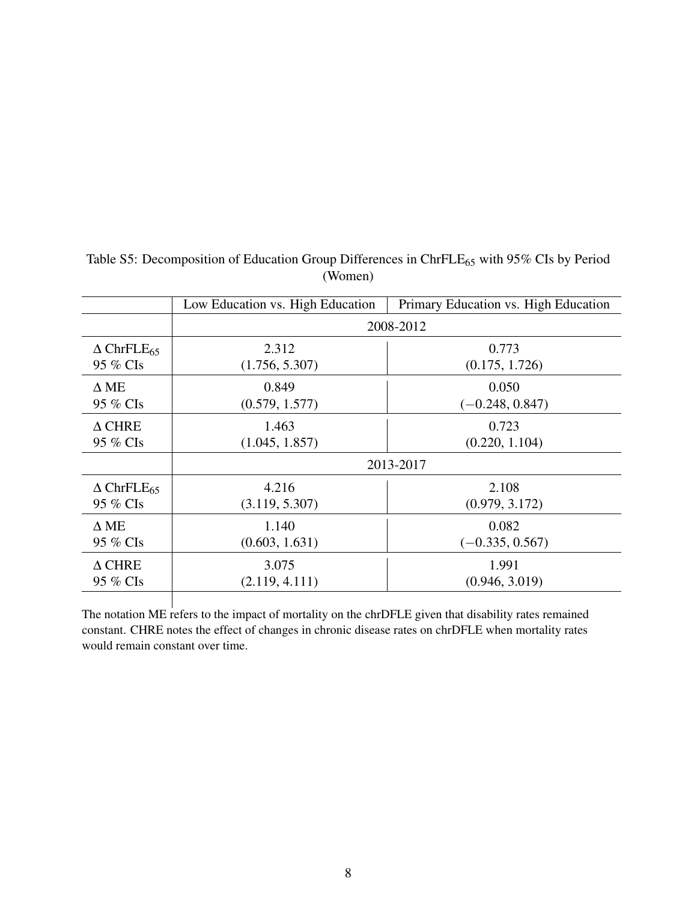Table S5: Decomposition of Education Group Differences in $\mathrm{ChrFLE}_{65}$ with 95% CIs by Period (Women)

| | Low Education vs. High Education | Primary Education vs. High Education |
|---|---|---|
| | 2008-2012 | |
| $\Delta$ $\mathrm{ChrFLE}_{65}$<br>95 % CIs | 2.312<br>(1.756, 5.307) | 0.773<br>(0.175, 1.726) |
| $\Delta$ ME<br>95 % CIs | 0.849<br>(0.579, 1.577) | 0.050<br>($-0.248$, 0.847) |
| $\Delta$ CHRE<br>95 % CIs | 1.463<br>(1.045, 1.857) | 0.723<br>(0.220, 1.104) |
| | 2013-2017 | |
| $\Delta$ $\mathrm{ChrFLE}_{65}$<br>95 % CIs | 4.216<br>(3.119, 5.307) | 2.108<br>(0.979, 3.172) |
| $\Delta$ ME<br>95 % CIs | 1.140<br>(0.603, 1.631) | 0.082<br>($-0.335$, 0.567) |
| $\Delta$ CHRE<br>95 % CIs | 3.075<br>(2.119, 4.111) | 1.991<br>(0.946, 3.019) |

The notation ME refers to the impact of mortality on the chrDFLE given that disability rates remained constant. CHRE notes the effect of changes in chronic disease rates on chrDFLE when mortality rates would remain constant over time.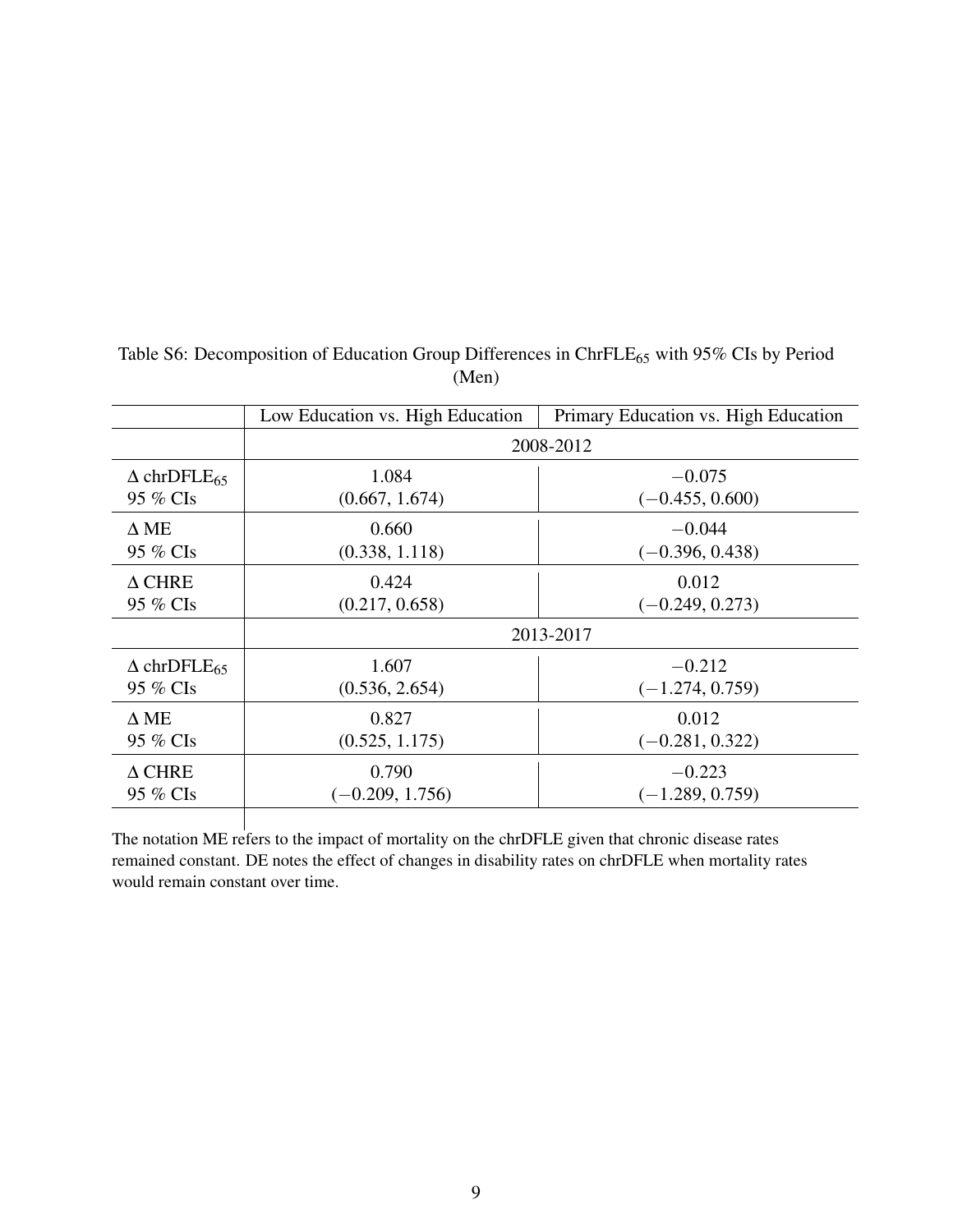Table S6: Decomposition of Education Group Differences in $\text{ChrFLE}_{65}$ with 95% CIs by Period (Men)

| | Low Education vs. High Education | Primary Education vs. High Education |
|---|---|---|
| | 2008-2012 | |
| $\Delta$ $\text{chrDFLE}_{65}$ | 1.084 | $-0.075$ |
| 95 % CIs | (0.667, 1.674) | ($-0.455$, 0.600) |
| $\Delta$ ME | 0.660 | $-0.044$ |
| 95 % CIs | (0.338, 1.118) | ($-0.396$, 0.438) |
| $\Delta$ CHRE | 0.424 | 0.012 |
| 95 % CIs | (0.217, 0.658) | ($-0.249$, 0.273) |
| | 2013-2017 | |
| $\Delta$ $\text{chrDFLE}_{65}$ | 1.607 | $-0.212$ |
| 95 % CIs | (0.536, 2.654) | ($-1.274$, 0.759) |
| $\Delta$ ME | 0.827 | 0.012 |
| 95 % CIs | (0.525, 1.175) | ($-0.281$, 0.322) |
| $\Delta$ CHRE | 0.790 | $-0.223$ |
| 95 % CIs | ($-0.209$, 1.756) | ($-1.289$, 0.759) |

The notation ME refers to the impact of mortality on the chrDFLE given that chronic disease rates remained constant. DE notes the effect of changes in disability rates on chrDFLE when mortality rates would remain constant over time.